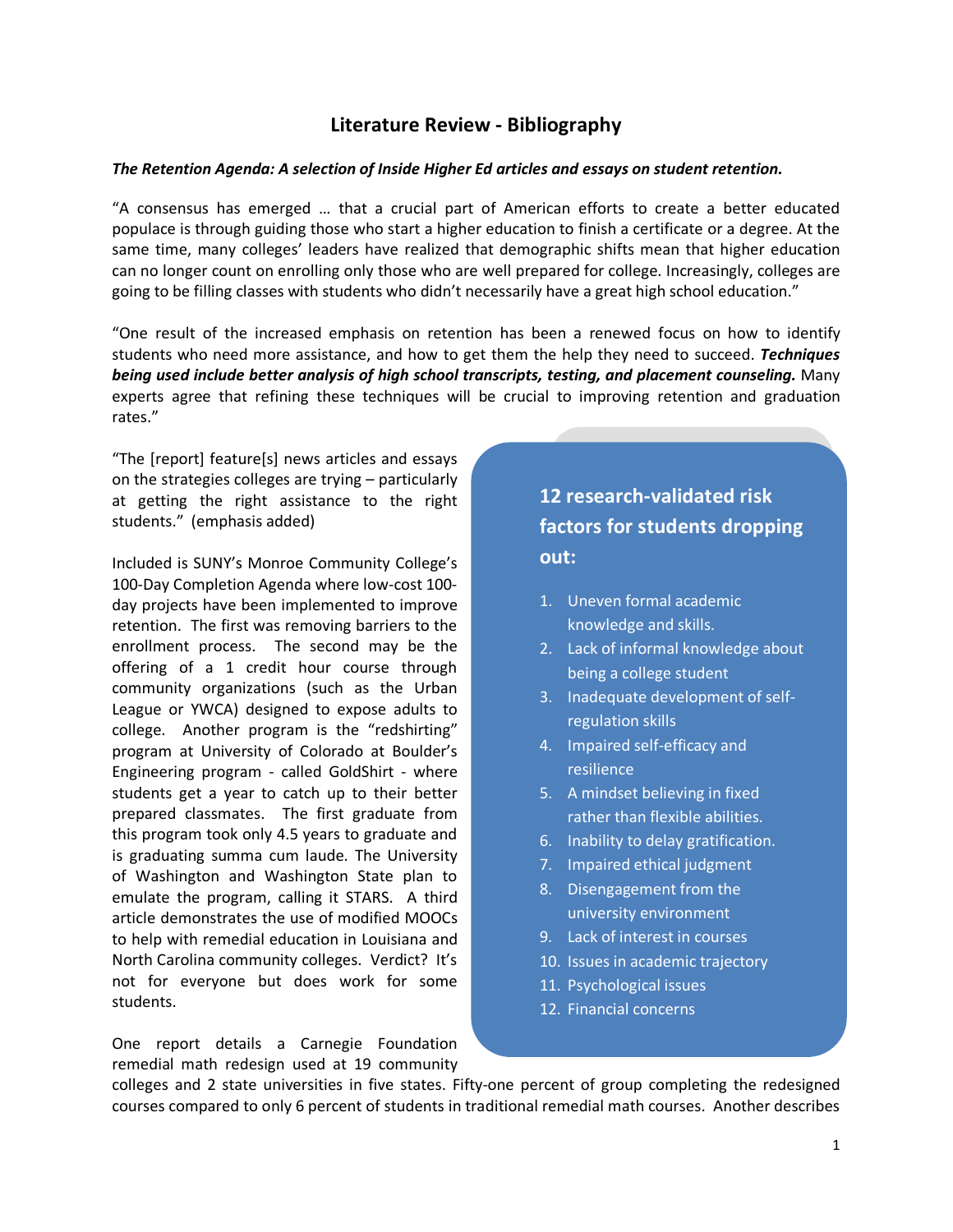## Literature Review - Bibliography

***The Retention Agenda: A selection of Inside Higher Ed articles and essays on student retention.***

"A consensus has emerged … that a crucial part of American efforts to create a better educated populace is through guiding those who start a higher education to finish a certificate or a degree. At the same time, many colleges' leaders have realized that demographic shifts mean that higher education can no longer count on enrolling only those who are well prepared for college. Increasingly, colleges are going to be filling classes with students who didn't necessarily have a great high school education."

"One result of the increased emphasis on retention has been a renewed focus on how to identify students who need more assistance, and how to get them the help they need to succeed. ***Techniques being used include better analysis of high school transcripts, testing, and placement counseling.*** Many experts agree that refining these techniques will be crucial to improving retention and graduation rates."

"The [report] feature[s] news articles and essays on the strategies colleges are trying – particularly at getting the right assistance to the right students." (emphasis added)

Included is SUNY's Monroe Community College's 100-Day Completion Agenda where low-cost 100-day projects have been implemented to improve retention. The first was removing barriers to the enrollment process. The second may be the offering of a 1 credit hour course through community organizations (such as the Urban League or YWCA) designed to expose adults to college. Another program is the "redshirting" program at University of Colorado at Boulder's Engineering program - called GoldShirt - where students get a year to catch up to their better prepared classmates. The first graduate from this program took only 4.5 years to graduate and is graduating summa cum laude. The University of Washington and Washington State plan to emulate the program, calling it STARS. A third article demonstrates the use of modified MOOCs to help with remedial education in Louisiana and North Carolina community colleges. Verdict? It's not for everyone but does work for some students.

One report details a Carnegie Foundation remedial math redesign used at 19 community colleges and 2 state universities in five states. Fifty-one percent of group completing the redesigned courses compared to only 6 percent of students in traditional remedial math courses. Another describes

**12 research-validated risk factors for students dropping out:**

1. Uneven formal academic knowledge and skills.
2. Lack of informal knowledge about being a college student
3. Inadequate development of self-regulation skills
4. Impaired self-efficacy and resilience
5. A mindset believing in fixed rather than flexible abilities.
6. Inability to delay gratification.
7. Impaired ethical judgment
8. Disengagement from the university environment
9. Lack of interest in courses
10. Issues in academic trajectory
11. Psychological issues
12. Financial concerns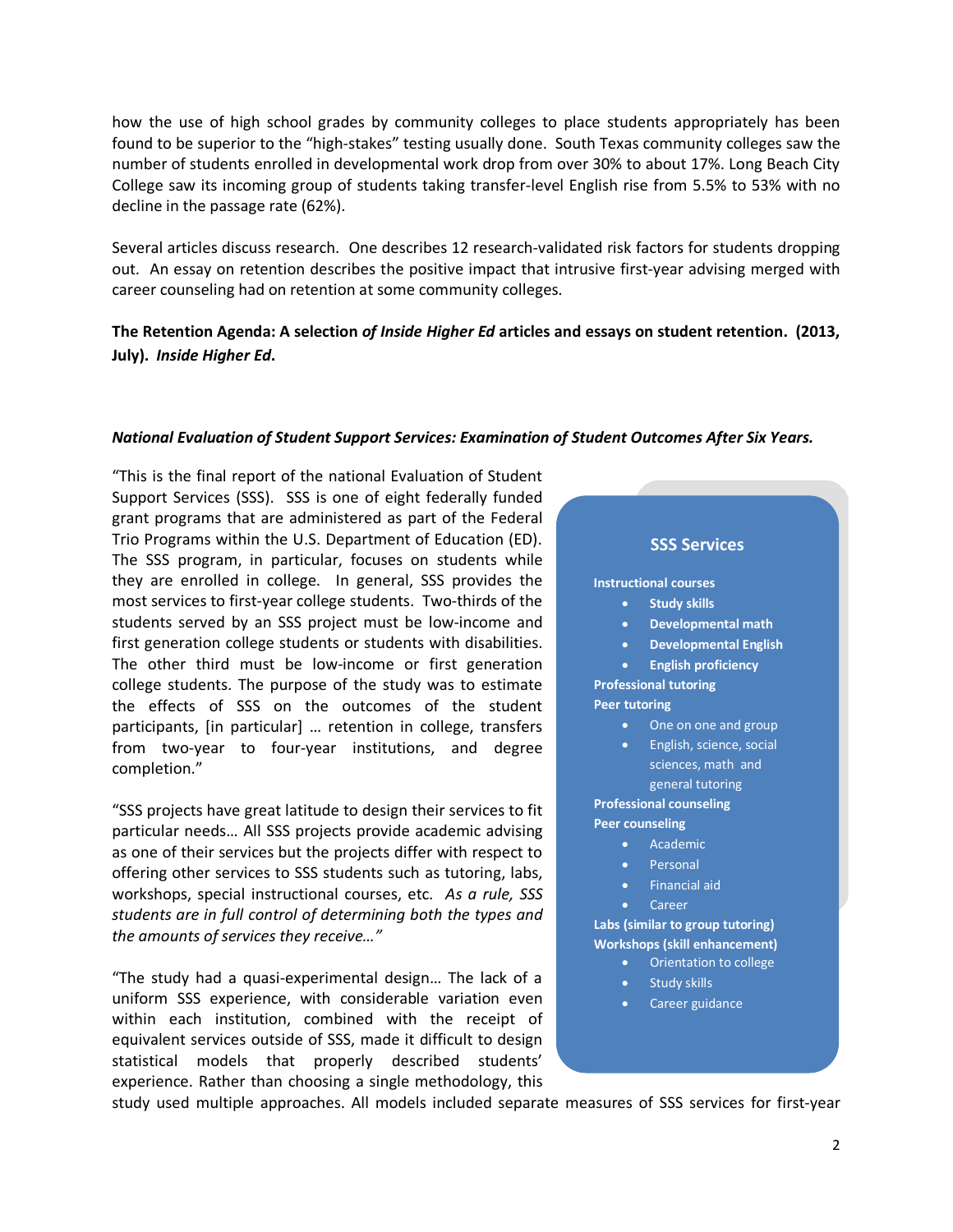how the use of high school grades by community colleges to place students appropriately has been found to be superior to the "high-stakes" testing usually done. South Texas community colleges saw the number of students enrolled in developmental work drop from over 30% to about 17%. Long Beach City College saw its incoming group of students taking transfer-level English rise from 5.5% to 53% with no decline in the passage rate (62%).

Several articles discuss research. One describes 12 research-validated risk factors for students dropping out. An essay on retention describes the positive impact that intrusive first-year advising merged with career counseling had on retention at some community colleges.

**The Retention Agenda: A selection *of Inside Higher Ed* articles and essays on student retention. (2013, July). *Inside Higher Ed*.**

***National Evaluation of Student Support Services: Examination of Student Outcomes After Six Years.***

"This is the final report of the national Evaluation of Student Support Services (SSS). SSS is one of eight federally funded grant programs that are administered as part of the Federal Trio Programs within the U.S. Department of Education (ED). The SSS program, in particular, focuses on students while they are enrolled in college. In general, SSS provides the most services to first-year college students. Two-thirds of the students served by an SSS project must be low-income and first generation college students or students with disabilities. The other third must be low-income or first generation college students. The purpose of the study was to estimate the effects of SSS on the outcomes of the student participants, [in particular] … retention in college, transfers from two-year to four-year institutions, and degree completion."

"SSS projects have great latitude to design their services to fit particular needs… All SSS projects provide academic advising as one of their services but the projects differ with respect to offering other services to SSS students such as tutoring, labs, workshops, special instructional courses, etc. *As a rule, SSS students are in full control of determining both the types and the amounts of services they receive…"*

"The study had a quasi-experimental design… The lack of a uniform SSS experience, with considerable variation even within each institution, combined with the receipt of equivalent services outside of SSS, made it difficult to design statistical models that properly described students' experience. Rather than choosing a single methodology, this study used multiple approaches. All models included separate measures of SSS services for first-year

> **SSS Services**
>
> **Instructional courses**
> - **Study skills**
> - **Developmental math**
> - **Developmental English**
> - **English proficiency**
>
> **Professional tutoring**
>
> **Peer tutoring**
> - One on one and group
> - English, science, social sciences, math and general tutoring
>
> **Professional counseling**
>
> **Peer counseling**
> - Academic
> - Personal
> - Financial aid
> - Career
>
> **Labs (similar to group tutoring)**
>
> **Workshops (skill enhancement)**
> - Orientation to college
> - Study skills
> - Career guidance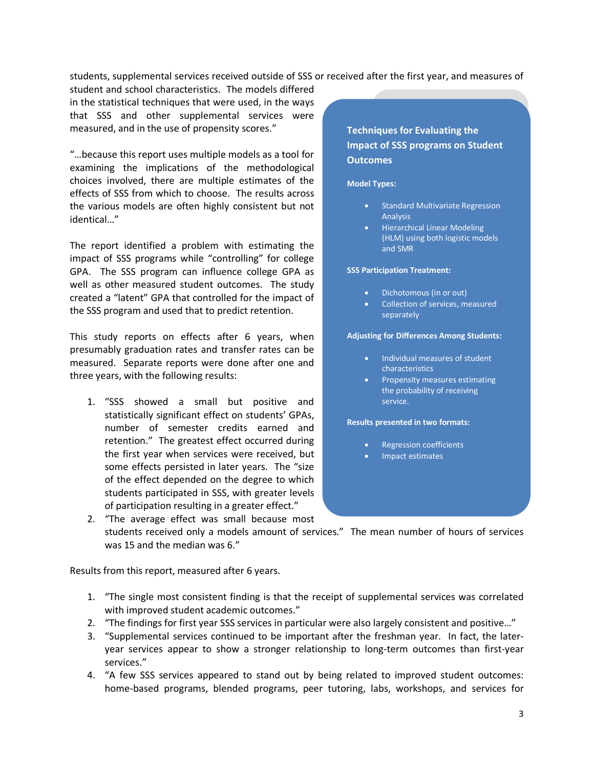students, supplemental services received outside of SSS or received after the first year, and measures of student and school characteristics. The models differed in the statistical techniques that were used, in the ways that SSS and other supplemental services were measured, and in the use of propensity scores."

"…because this report uses multiple models as a tool for examining the implications of the methodological choices involved, there are multiple estimates of the effects of SSS from which to choose. The results across the various models are often highly consistent but not identical…"

The report identified a problem with estimating the impact of SSS programs while "controlling" for college GPA. The SSS program can influence college GPA as well as other measured student outcomes. The study created a "latent" GPA that controlled for the impact of the SSS program and used that to predict retention.

This study reports on effects after 6 years, when presumably graduation rates and transfer rates can be measured. Separate reports were done after one and three years, with the following results:

1. "SSS showed a small but positive and statistically significant effect on students' GPAs, number of semester credits earned and retention." The greatest effect occurred during the first year when services were received, but some effects persisted in later years. The "size of the effect depended on the degree to which students participated in SSS, with greater levels of participation resulting in a greater effect."
2. "The average effect was small because most students received only a models amount of services." The mean number of hours of services was 15 and the median was 6."

> **Techniques for Evaluating the Impact of SSS programs on Student Outcomes**
>
> **Model Types:**
>
> - Standard Multivariate Regression Analysis
> - Hierarchical Linear Modeling (HLM) using both logistic models and SMR
>
> **SSS Participation Treatment:**
>
> - Dichotomous (in or out)
> - Collection of services, measured separately
>
> **Adjusting for Differences Among Students:**
>
> - Individual measures of student characteristics
> - Propensity measures estimating the probability of receiving service.
>
> **Results presented in two formats:**
>
> - Regression coefficients
> - Impact estimates

Results from this report, measured after 6 years.

1. "The single most consistent finding is that the receipt of supplemental services was correlated with improved student academic outcomes."
2. "The findings for first year SSS services in particular were also largely consistent and positive…"
3. "Supplemental services continued to be important after the freshman year. In fact, the later-year services appear to show a stronger relationship to long-term outcomes than first-year services."
4. "A few SSS services appeared to stand out by being related to improved student outcomes: home-based programs, blended programs, peer tutoring, labs, workshops, and services for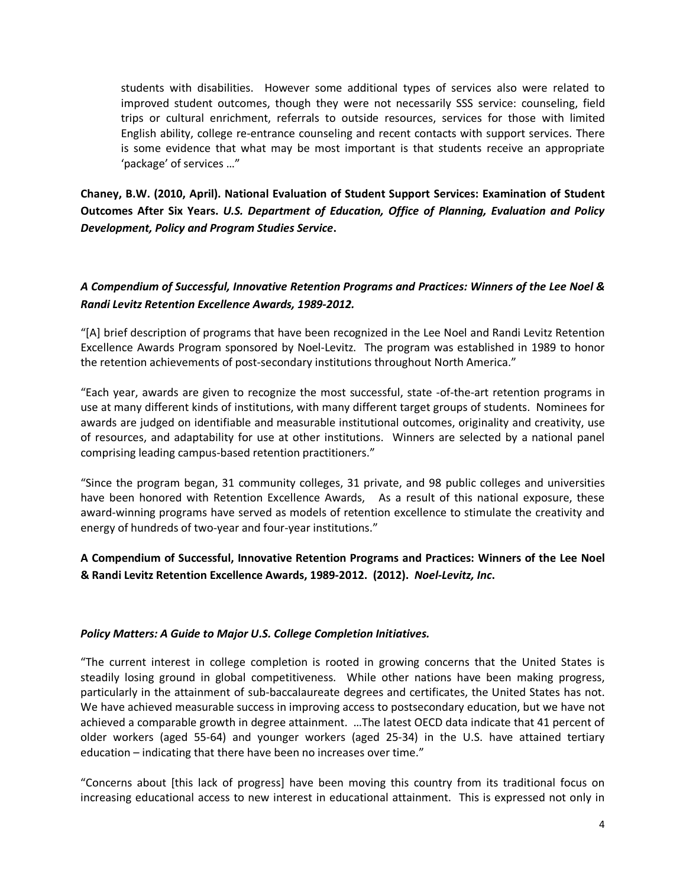students with disabilities. However some additional types of services also were related to improved student outcomes, though they were not necessarily SSS service: counseling, field trips or cultural enrichment, referrals to outside resources, services for those with limited English ability, college re-entrance counseling and recent contacts with support services. There is some evidence that what may be most important is that students receive an appropriate 'package' of services …"

**Chaney, B.W. (2010, April). National Evaluation of Student Support Services: Examination of Student Outcomes After Six Years. *U.S. Department of Education, Office of Planning, Evaluation and Policy Development, Policy and Program Studies Service*.**

***A Compendium of Successful, Innovative Retention Programs and Practices: Winners of the Lee Noel & Randi Levitz Retention Excellence Awards, 1989-2012.***

"[A] brief description of programs that have been recognized in the Lee Noel and Randi Levitz Retention Excellence Awards Program sponsored by Noel-Levitz. The program was established in 1989 to honor the retention achievements of post-secondary institutions throughout North America."

"Each year, awards are given to recognize the most successful, state -of-the-art retention programs in use at many different kinds of institutions, with many different target groups of students. Nominees for awards are judged on identifiable and measurable institutional outcomes, originality and creativity, use of resources, and adaptability for use at other institutions. Winners are selected by a national panel comprising leading campus-based retention practitioners."

"Since the program began, 31 community colleges, 31 private, and 98 public colleges and universities have been honored with Retention Excellence Awards, As a result of this national exposure, these award-winning programs have served as models of retention excellence to stimulate the creativity and energy of hundreds of two-year and four-year institutions."

**A Compendium of Successful, Innovative Retention Programs and Practices: Winners of the Lee Noel & Randi Levitz Retention Excellence Awards, 1989-2012. (2012). *Noel-Levitz, Inc*.**

***Policy Matters: A Guide to Major U.S. College Completion Initiatives.***

"The current interest in college completion is rooted in growing concerns that the United States is steadily losing ground in global competitiveness. While other nations have been making progress, particularly in the attainment of sub-baccalaureate degrees and certificates, the United States has not. We have achieved measurable success in improving access to postsecondary education, but we have not achieved a comparable growth in degree attainment. …The latest OECD data indicate that 41 percent of older workers (aged 55-64) and younger workers (aged 25-34) in the U.S. have attained tertiary education – indicating that there have been no increases over time."

"Concerns about [this lack of progress] have been moving this country from its traditional focus on increasing educational access to new interest in educational attainment. This is expressed not only in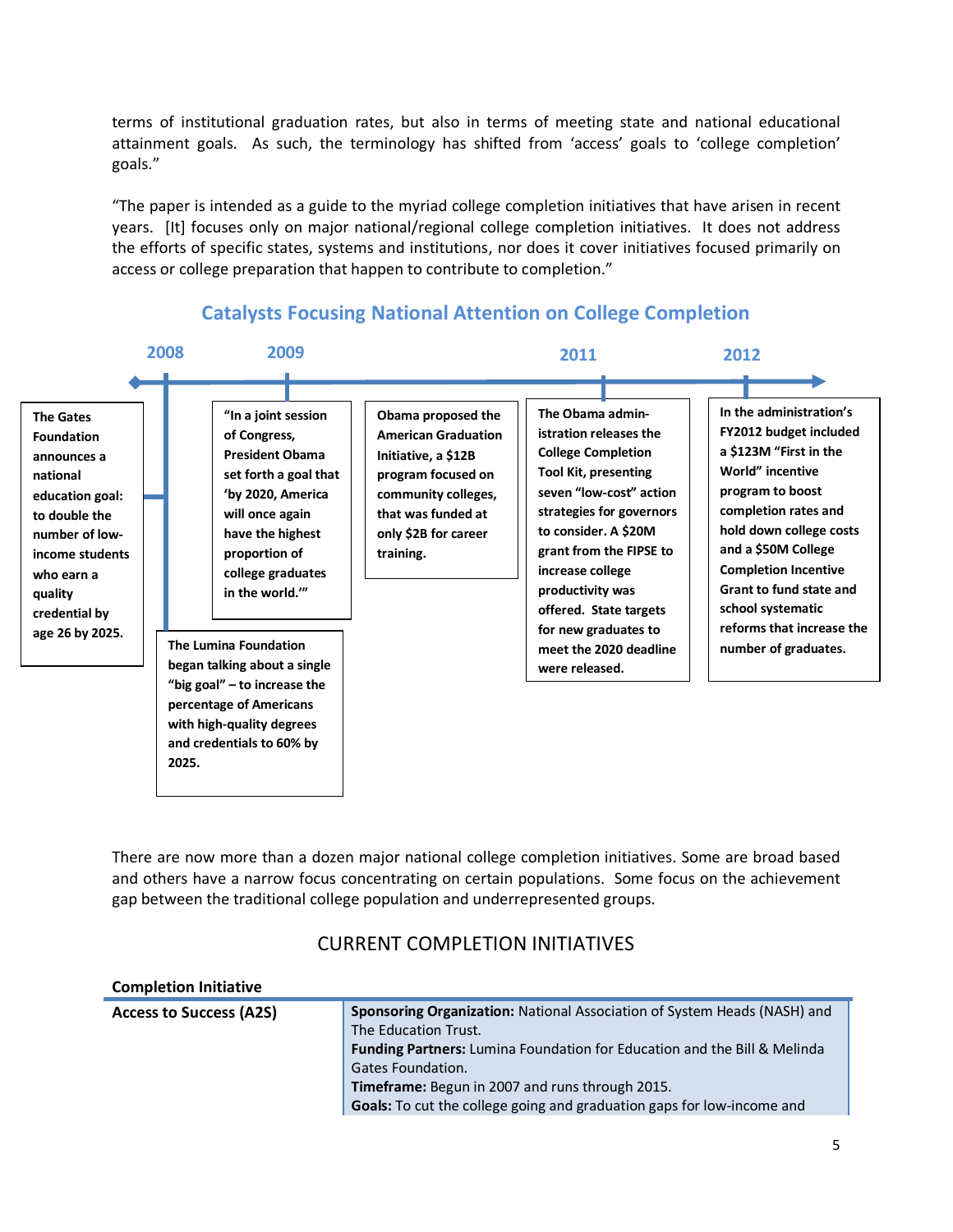terms of institutional graduation rates, but also in terms of meeting state and national educational attainment goals. As such, the terminology has shifted from 'access' goals to 'college completion' goals."

"The paper is intended as a guide to the myriad college completion initiatives that have arisen in recent years. [It] focuses only on major national/regional college completion initiatives. It does not address the efforts of specific states, systems and institutions, nor does it cover initiatives focused primarily on access or college preparation that happen to contribute to completion."

## Catalysts Focusing National Attention on College Completion

**2008**

- **The Gates Foundation announces a national education goal: to double the number of low-income students who earn a quality credential by age 26 by 2025.**
- **The Lumina Foundation began talking about a single "big goal" – to increase the percentage of Americans with high-quality degrees and credentials to 60% by 2025.**

**2009**

- **"In a joint session of Congress, President Obama set forth a goal that 'by 2020, America will once again have the highest proportion of college graduates in the world.'"**
- **Obama proposed the American Graduation Initiative, a $12B program focused on community colleges, that was funded at only $2B for career training.**

**2011**

- **The Obama administration releases the College Completion Tool Kit, presenting seven "low-cost" action strategies for governors to consider. A $20M grant from the FIPSE to increase college productivity was offered. State targets for new graduates to meet the 2020 deadline were released.**

**2012**

- **In the administration's FY2012 budget included a $123M "First in the World" incentive program to boost completion rates and hold down college costs and a $50M College Completion Incentive Grant to fund state and school systematic reforms that increase the number of graduates.**

There are now more than a dozen major national college completion initiatives. Some are broad based and others have a narrow focus concentrating on certain populations. Some focus on the achievement gap between the traditional college population and underrepresented groups.

## CURRENT COMPLETION INITIATIVES

| Completion Initiative | |
|---|---|
| **Access to Success (A2S)** | **Sponsoring Organization:** National Association of System Heads (NASH) and The Education Trust.<br>**Funding Partners:** Lumina Foundation for Education and the Bill & Melinda Gates Foundation.<br>**Timeframe:** Begun in 2007 and runs through 2015.<br>**Goals:** To cut the college going and graduation gaps for low-income and |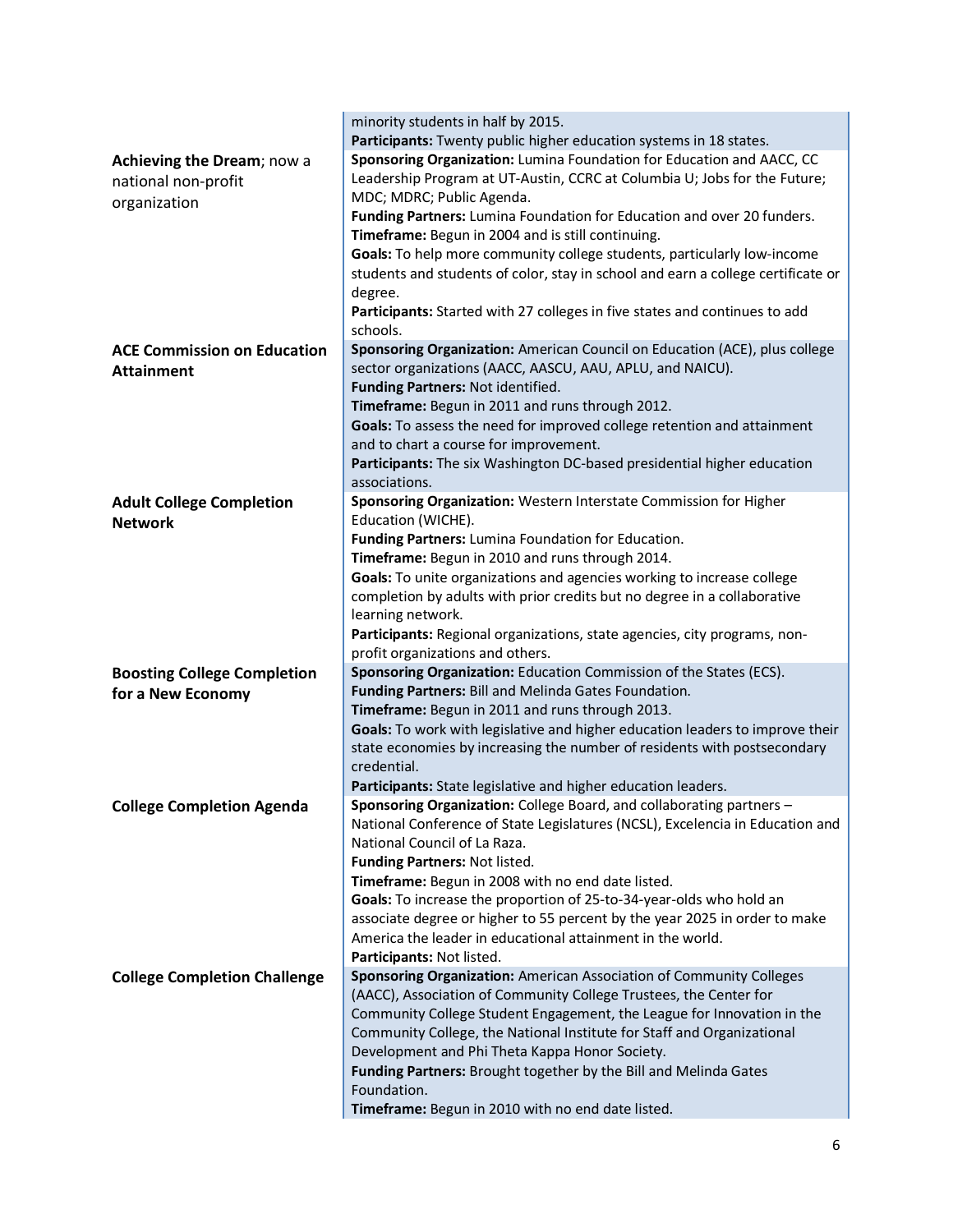| | |
|---|---|
| | minority students in half by 2015.<br>**Participants:** Twenty public higher education systems in 18 states. |
| **Achieving the Dream**; now a national non-profit organization | **Sponsoring Organization:** Lumina Foundation for Education and AACC, CC Leadership Program at UT-Austin, CCRC at Columbia U; Jobs for the Future; MDC; MDRC; Public Agenda.<br>**Funding Partners:** Lumina Foundation for Education and over 20 funders.<br>**Timeframe:** Begun in 2004 and is still continuing.<br>**Goals:** To help more community college students, particularly low-income students and students of color, stay in school and earn a college certificate or degree.<br>**Participants:** Started with 27 colleges in five states and continues to add schools. |
| **ACE Commission on Education Attainment** | **Sponsoring Organization:** American Council on Education (ACE), plus college sector organizations (AACC, AASCU, AAU, APLU, and NAICU).<br>**Funding Partners:** Not identified.<br>**Timeframe:** Begun in 2011 and runs through 2012.<br>**Goals:** To assess the need for improved college retention and attainment and to chart a course for improvement.<br>**Participants:** The six Washington DC-based presidential higher education associations. |
| **Adult College Completion Network** | **Sponsoring Organization:** Western Interstate Commission for Higher Education (WICHE).<br>**Funding Partners:** Lumina Foundation for Education.<br>**Timeframe:** Begun in 2010 and runs through 2014.<br>**Goals:** To unite organizations and agencies working to increase college completion by adults with prior credits but no degree in a collaborative learning network.<br>**Participants:** Regional organizations, state agencies, city programs, non-profit organizations and others. |
| **Boosting College Completion for a New Economy** | **Sponsoring Organization:** Education Commission of the States (ECS).<br>**Funding Partners:** Bill and Melinda Gates Foundation.<br>**Timeframe:** Begun in 2011 and runs through 2013.<br>**Goals:** To work with legislative and higher education leaders to improve their state economies by increasing the number of residents with postsecondary credential.<br>**Participants:** State legislative and higher education leaders. |
| **College Completion Agenda** | **Sponsoring Organization:** College Board, and collaborating partners – National Conference of State Legislatures (NCSL), Excelencia in Education and National Council of La Raza.<br>**Funding Partners:** Not listed.<br>**Timeframe:** Begun in 2008 with no end date listed.<br>**Goals:** To increase the proportion of 25-to-34-year-olds who hold an associate degree or higher to 55 percent by the year 2025 in order to make America the leader in educational attainment in the world.<br>**Participants:** Not listed. |
| **College Completion Challenge** | **Sponsoring Organization:** American Association of Community Colleges (AACC), Association of Community College Trustees, the Center for Community College Student Engagement, the League for Innovation in the Community College, the National Institute for Staff and Organizational Development and Phi Theta Kappa Honor Society.<br>**Funding Partners:** Brought together by the Bill and Melinda Gates Foundation.<br>**Timeframe:** Begun in 2010 with no end date listed. |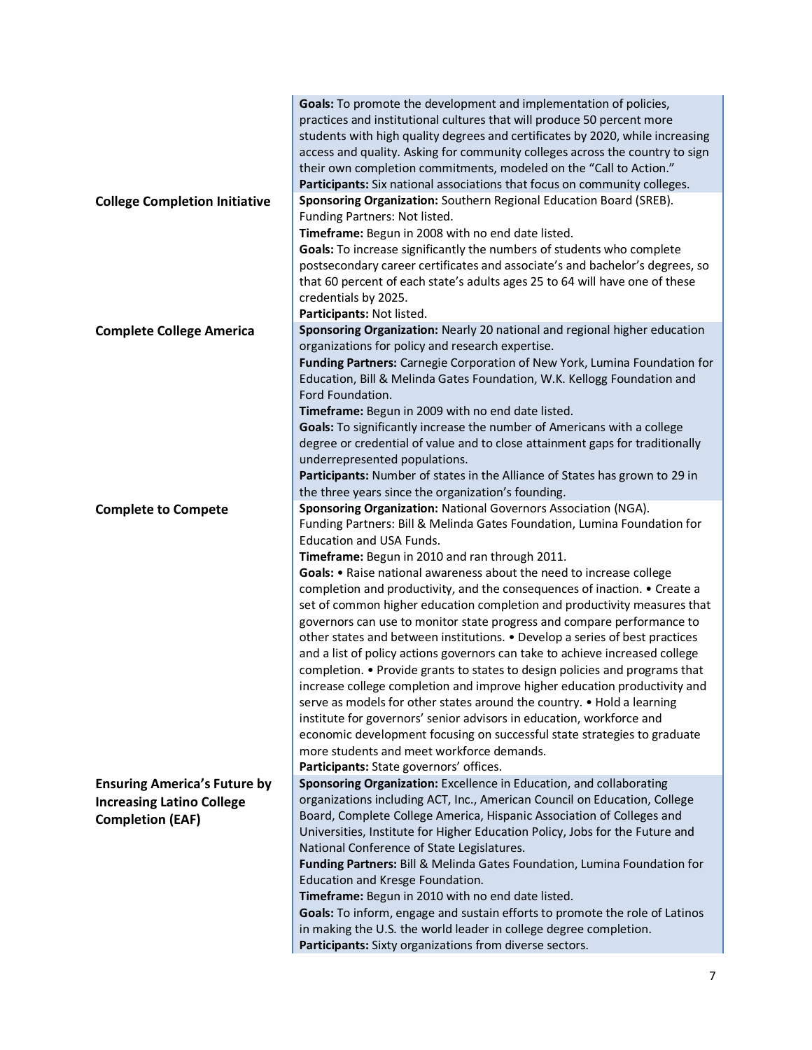| | |
|---|---|
| | **Goals:** To promote the development and implementation of policies, practices and institutional cultures that will produce 50 percent more students with high quality degrees and certificates by 2020, while increasing access and quality. Asking for community colleges across the country to sign their own completion commitments, modeled on the "Call to Action."<br>**Participants:** Six national associations that focus on community colleges. |
| **College Completion Initiative** | **Sponsoring Organization:** Southern Regional Education Board (SREB).<br>Funding Partners: Not listed.<br>**Timeframe:** Begun in 2008 with no end date listed.<br>**Goals:** To increase significantly the numbers of students who complete postsecondary career certificates and associate's and bachelor's degrees, so that 60 percent of each state's adults ages 25 to 64 will have one of these credentials by 2025.<br>**Participants:** Not listed. |
| **Complete College America** | **Sponsoring Organization:** Nearly 20 national and regional higher education organizations for policy and research expertise.<br>**Funding Partners:** Carnegie Corporation of New York, Lumina Foundation for Education, Bill & Melinda Gates Foundation, W.K. Kellogg Foundation and Ford Foundation.<br>**Timeframe:** Begun in 2009 with no end date listed.<br>**Goals:** To significantly increase the number of Americans with a college degree or credential of value and to close attainment gaps for traditionally underrepresented populations.<br>**Participants:** Number of states in the Alliance of States has grown to 29 in the three years since the organization's founding. |
| **Complete to Compete** | **Sponsoring Organization:** National Governors Association (NGA).<br>Funding Partners: Bill & Melinda Gates Foundation, Lumina Foundation for Education and USA Funds.<br>**Timeframe:** Begun in 2010 and ran through 2011.<br>**Goals:** • Raise national awareness about the need to increase college completion and productivity, and the consequences of inaction. • Create a set of common higher education completion and productivity measures that governors can use to monitor state progress and compare performance to other states and between institutions. • Develop a series of best practices and a list of policy actions governors can take to achieve increased college completion. • Provide grants to states to design policies and programs that increase college completion and improve higher education productivity and serve as models for other states around the country. • Hold a learning institute for governors' senior advisors in education, workforce and economic development focusing on successful state strategies to graduate more students and meet workforce demands.<br>**Participants:** State governors' offices. |
| **Ensuring America's Future by Increasing Latino College Completion (EAF)** | **Sponsoring Organization:** Excellence in Education, and collaborating organizations including ACT, Inc., American Council on Education, College Board, Complete College America, Hispanic Association of Colleges and Universities, Institute for Higher Education Policy, Jobs for the Future and National Conference of State Legislatures.<br>**Funding Partners:** Bill & Melinda Gates Foundation, Lumina Foundation for Education and Kresge Foundation.<br>**Timeframe:** Begun in 2010 with no end date listed.<br>**Goals:** To inform, engage and sustain efforts to promote the role of Latinos in making the U.S. the world leader in college degree completion.<br>**Participants:** Sixty organizations from diverse sectors. |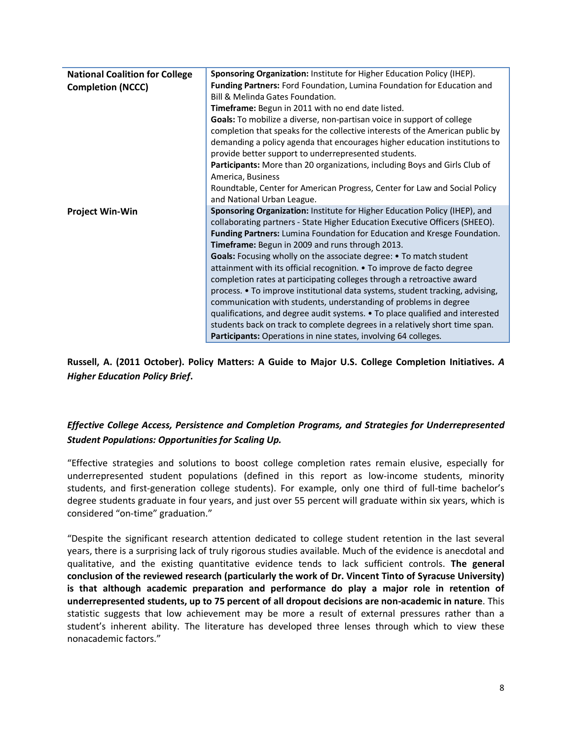| | |
|---|---|
| **National Coalition for College Completion (NCCC)** | **Sponsoring Organization:** Institute for Higher Education Policy (IHEP).<br>**Funding Partners:** Ford Foundation, Lumina Foundation for Education and Bill & Melinda Gates Foundation.<br>**Timeframe:** Begun in 2011 with no end date listed.<br>**Goals:** To mobilize a diverse, non-partisan voice in support of college completion that speaks for the collective interests of the American public by demanding a policy agenda that encourages higher education institutions to provide better support to underrepresented students.<br>**Participants:** More than 20 organizations, including Boys and Girls Club of America, Business Roundtable, Center for American Progress, Center for Law and Social Policy and National Urban League. |
| **Project Win-Win** | **Sponsoring Organization:** Institute for Higher Education Policy (IHEP), and collaborating partners - State Higher Education Executive Officers (SHEEO).<br>**Funding Partners:** Lumina Foundation for Education and Kresge Foundation.<br>**Timeframe:** Begun in 2009 and runs through 2013.<br>**Goals:** Focusing wholly on the associate degree: • To match student attainment with its official recognition. • To improve de facto degree completion rates at participating colleges through a retroactive award process. • To improve institutional data systems, student tracking, advising, communication with students, understanding of problems in degree qualifications, and degree audit systems. • To place qualified and interested students back on track to complete degrees in a relatively short time span.<br>**Participants:** Operations in nine states, involving 64 colleges. |

**Russell, A. (2011 October). Policy Matters: A Guide to Major U.S. College Completion Initiatives. *A Higher Education Policy Brief*.**

***Effective College Access, Persistence and Completion Programs, and Strategies for Underrepresented Student Populations: Opportunities for Scaling Up.***

"Effective strategies and solutions to boost college completion rates remain elusive, especially for underrepresented student populations (defined in this report as low-income students, minority students, and first-generation college students). For example, only one third of full-time bachelor's degree students graduate in four years, and just over 55 percent will graduate within six years, which is considered "on-time" graduation."

"Despite the significant research attention dedicated to college student retention in the last several years, there is a surprising lack of truly rigorous studies available. Much of the evidence is anecdotal and qualitative, and the existing quantitative evidence tends to lack sufficient controls. **The general conclusion of the reviewed research (particularly the work of Dr. Vincent Tinto of Syracuse University) is that although academic preparation and performance do play a major role in retention of underrepresented students, up to 75 percent of all dropout decisions are non-academic in nature**. This statistic suggests that low achievement may be more a result of external pressures rather than a student's inherent ability. The literature has developed three lenses through which to view these nonacademic factors."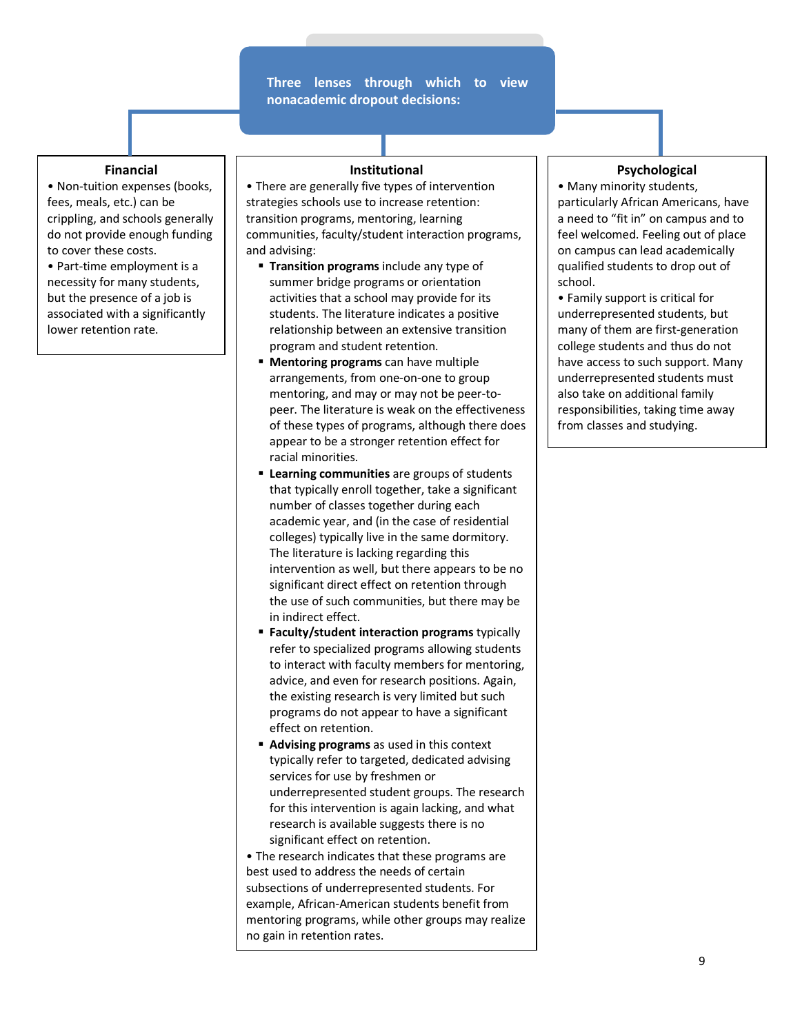**Three lenses through which to view nonacademic dropout decisions:**

### Financial

- Non-tuition expenses (books, fees, meals, etc.) can be crippling, and schools generally do not provide enough funding to cover these costs.
- Part-time employment is a necessity for many students, but the presence of a job is associated with a significantly lower retention rate.

### Institutional

- There are generally five types of intervention strategies schools use to increase retention: transition programs, mentoring, learning communities, faculty/student interaction programs, and advising:
  - **Transition programs** include any type of summer bridge programs or orientation activities that a school may provide for its students. The literature indicates a positive relationship between an extensive transition program and student retention.
  - **Mentoring programs** can have multiple arrangements, from one-on-one to group mentoring, and may or may not be peer-to-peer. The literature is weak on the effectiveness of these types of programs, although there does appear to be a stronger retention effect for racial minorities.
  - **Learning communities** are groups of students that typically enroll together, take a significant number of classes together during each academic year, and (in the case of residential colleges) typically live in the same dormitory. The literature is lacking regarding this intervention as well, but there appears to be no significant direct effect on retention through the use of such communities, but there may be in indirect effect.
  - **Faculty/student interaction programs** typically refer to specialized programs allowing students to interact with faculty members for mentoring, advice, and even for research positions. Again, the existing research is very limited but such programs do not appear to have a significant effect on retention.
  - **Advising programs** as used in this context typically refer to targeted, dedicated advising services for use by freshmen or underrepresented student groups. The research for this intervention is again lacking, and what research is available suggests there is no significant effect on retention.
- The research indicates that these programs are best used to address the needs of certain subsections of underrepresented students. For example, African-American students benefit from mentoring programs, while other groups may realize no gain in retention rates.

### Psychological

- Many minority students, particularly African Americans, have a need to "fit in" on campus and to feel welcomed. Feeling out of place on campus can lead academically qualified students to drop out of school.
- Family support is critical for underrepresented students, but many of them are first-generation college students and thus do not have access to such support. Many underrepresented students must also take on additional family responsibilities, taking time away from classes and studying.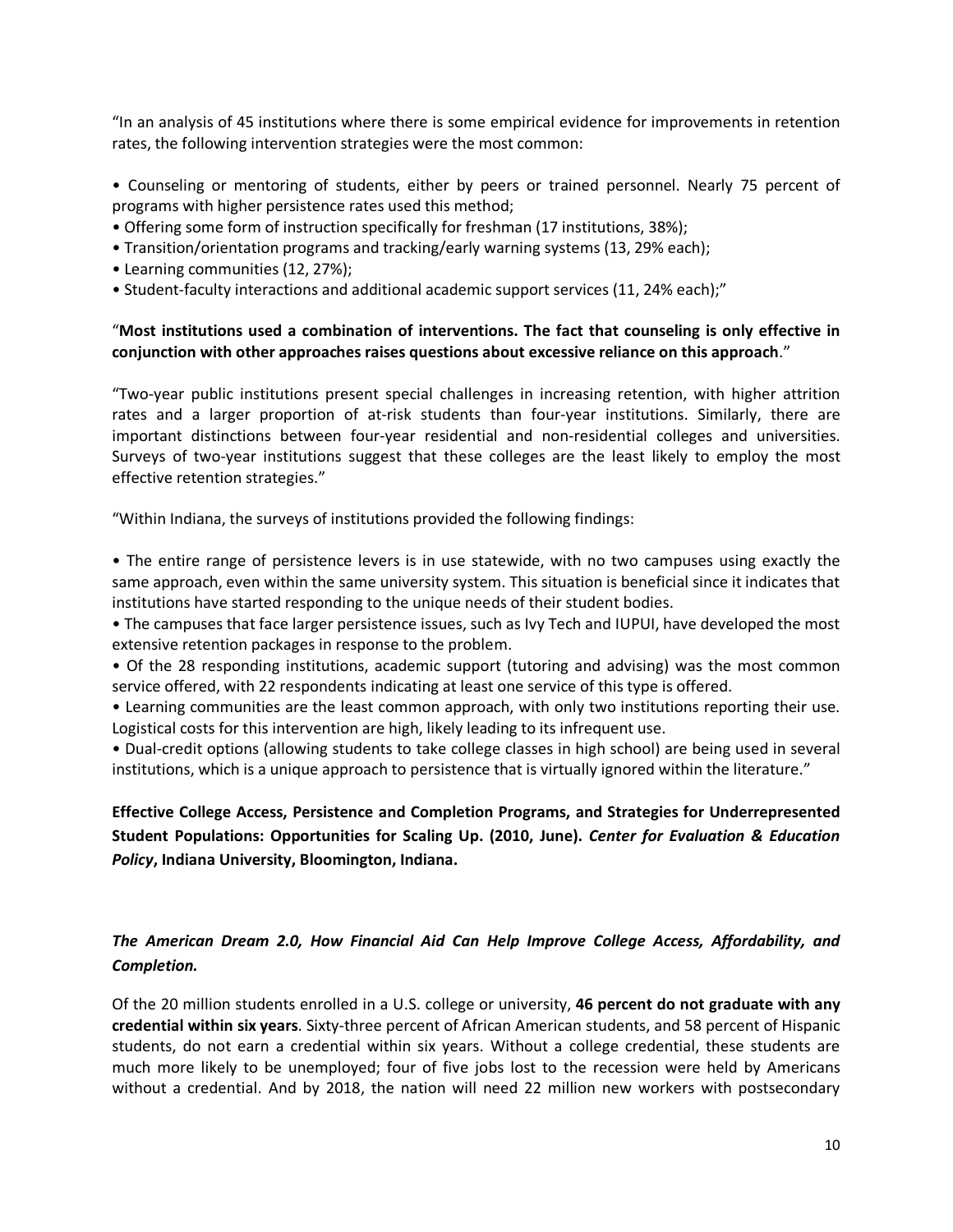"In an analysis of 45 institutions where there is some empirical evidence for improvements in retention rates, the following intervention strategies were the most common:

- Counseling or mentoring of students, either by peers or trained personnel. Nearly 75 percent of programs with higher persistence rates used this method;
- Offering some form of instruction specifically for freshman (17 institutions, 38%);
- Transition/orientation programs and tracking/early warning systems (13, 29% each);
- Learning communities (12, 27%);
- Student-faculty interactions and additional academic support services (11, 24% each);"

"**Most institutions used a combination of interventions. The fact that counseling is only effective in conjunction with other approaches raises questions about excessive reliance on this approach**."

"Two-year public institutions present special challenges in increasing retention, with higher attrition rates and a larger proportion of at-risk students than four-year institutions. Similarly, there are important distinctions between four-year residential and non-residential colleges and universities. Surveys of two-year institutions suggest that these colleges are the least likely to employ the most effective retention strategies."

"Within Indiana, the surveys of institutions provided the following findings:

- The entire range of persistence levers is in use statewide, with no two campuses using exactly the same approach, even within the same university system. This situation is beneficial since it indicates that institutions have started responding to the unique needs of their student bodies.
- The campuses that face larger persistence issues, such as Ivy Tech and IUPUI, have developed the most extensive retention packages in response to the problem.
- Of the 28 responding institutions, academic support (tutoring and advising) was the most common service offered, with 22 respondents indicating at least one service of this type is offered.
- Learning communities are the least common approach, with only two institutions reporting their use. Logistical costs for this intervention are high, likely leading to its infrequent use.
- Dual-credit options (allowing students to take college classes in high school) are being used in several institutions, which is a unique approach to persistence that is virtually ignored within the literature."

**Effective College Access, Persistence and Completion Programs, and Strategies for Underrepresented Student Populations: Opportunities for Scaling Up. (2010, June).** ***Center for Evaluation & Education Policy*****, Indiana University, Bloomington, Indiana.**

***The American Dream 2.0, How Financial Aid Can Help Improve College Access, Affordability, and Completion.***

Of the 20 million students enrolled in a U.S. college or university, **46 percent do not graduate with any credential within six years**. Sixty-three percent of African American students, and 58 percent of Hispanic students, do not earn a credential within six years. Without a college credential, these students are much more likely to be unemployed; four of five jobs lost to the recession were held by Americans without a credential. And by 2018, the nation will need 22 million new workers with postsecondary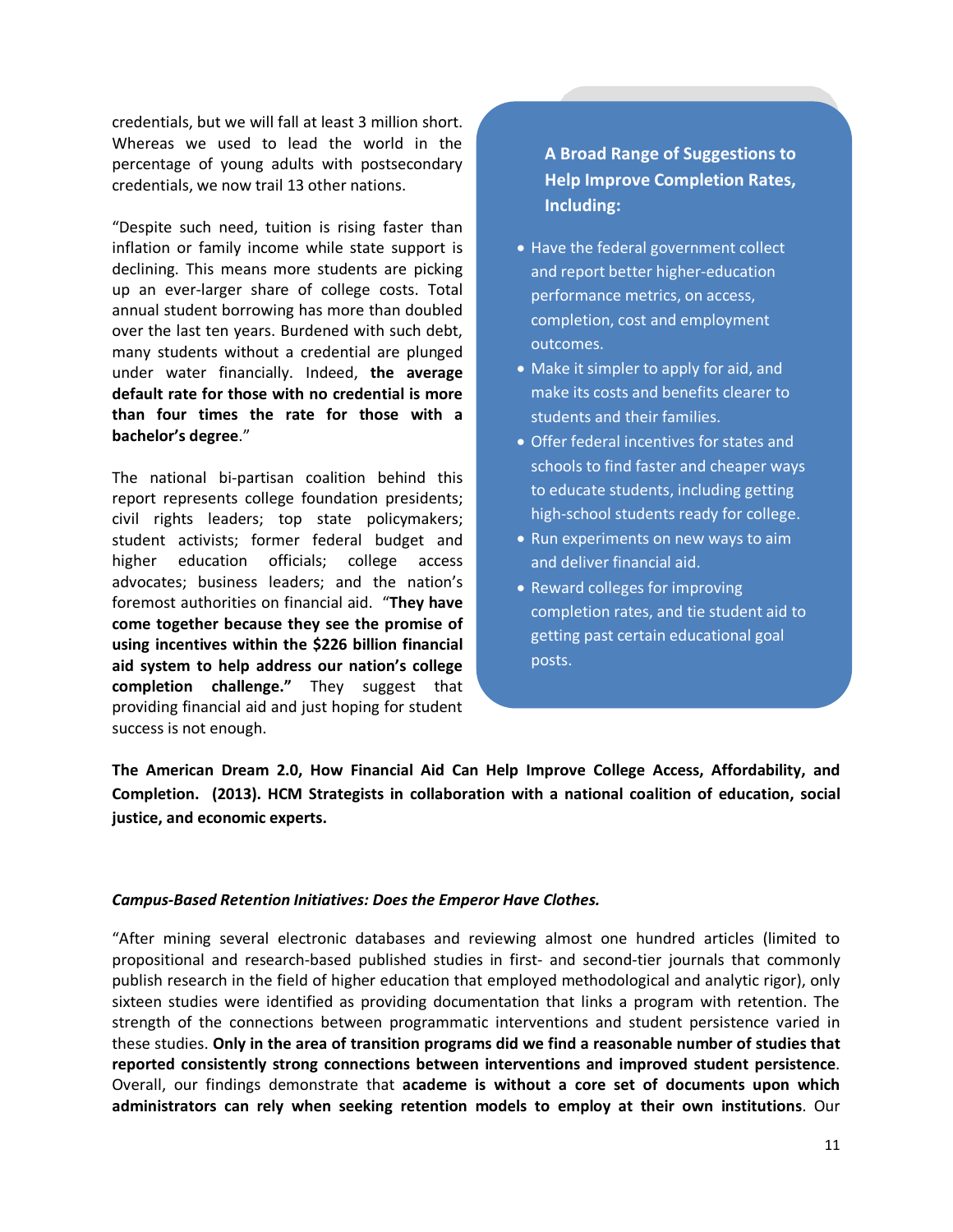credentials, but we will fall at least 3 million short. Whereas we used to lead the world in the percentage of young adults with postsecondary credentials, we now trail 13 other nations.

"Despite such need, tuition is rising faster than inflation or family income while state support is declining. This means more students are picking up an ever-larger share of college costs. Total annual student borrowing has more than doubled over the last ten years. Burdened with such debt, many students without a credential are plunged under water financially. Indeed, **the average default rate for those with no credential is more than four times the rate for those with a bachelor's degree**."

The national bi-partisan coalition behind this report represents college foundation presidents; civil rights leaders; top state policymakers; student activists; former federal budget and higher education officials; college access advocates; business leaders; and the nation's foremost authorities on financial aid. "**They have come together because they see the promise of using incentives within the $226 billion financial aid system to help address our nation's college completion challenge."** They suggest that providing financial aid and just hoping for student success is not enough.

**A Broad Range of Suggestions to Help Improve Completion Rates, Including:**

- Have the federal government collect and report better higher-education performance metrics, on access, completion, cost and employment outcomes.
- Make it simpler to apply for aid, and make its costs and benefits clearer to students and their families.
- Offer federal incentives for states and schools to find faster and cheaper ways to educate students, including getting high-school students ready for college.
- Run experiments on new ways to aim and deliver financial aid.
- Reward colleges for improving completion rates, and tie student aid to getting past certain educational goal posts.

**The American Dream 2.0, How Financial Aid Can Help Improve College Access, Affordability, and Completion. (2013). HCM Strategists in collaboration with a national coalition of education, social justice, and economic experts.**

***Campus-Based Retention Initiatives: Does the Emperor Have Clothes.***

"After mining several electronic databases and reviewing almost one hundred articles (limited to propositional and research-based published studies in first- and second-tier journals that commonly publish research in the field of higher education that employed methodological and analytic rigor), only sixteen studies were identified as providing documentation that links a program with retention. The strength of the connections between programmatic interventions and student persistence varied in these studies. **Only in the area of transition programs did we find a reasonable number of studies that reported consistently strong connections between interventions and improved student persistence**. Overall, our findings demonstrate that **academe is without a core set of documents upon which administrators can rely when seeking retention models to employ at their own institutions**. Our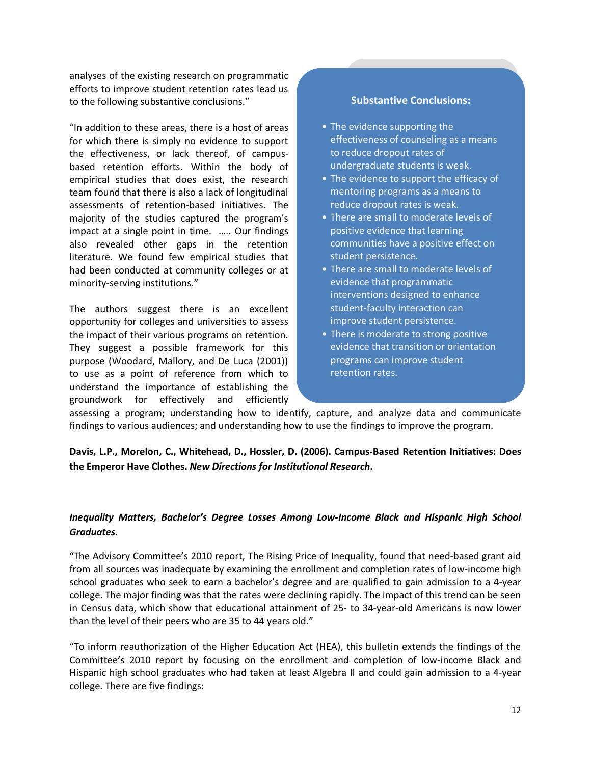analyses of the existing research on programmatic efforts to improve student retention rates lead us to the following substantive conclusions."

"In addition to these areas, there is a host of areas for which there is simply no evidence to support the effectiveness, or lack thereof, of campus-based retention efforts. Within the body of empirical studies that does exist, the research team found that there is also a lack of longitudinal assessments of retention-based initiatives. The majority of the studies captured the program's impact at a single point in time. ….. Our findings also revealed other gaps in the retention literature. We found few empirical studies that had been conducted at community colleges or at minority-serving institutions."

**Substantive Conclusions:**

- The evidence supporting the effectiveness of counseling as a means to reduce dropout rates of undergraduate students is weak.
- The evidence to support the efficacy of mentoring programs as a means to reduce dropout rates is weak.
- There are small to moderate levels of positive evidence that learning communities have a positive effect on student persistence.
- There are small to moderate levels of evidence that programmatic interventions designed to enhance student-faculty interaction can improve student persistence.
- There is moderate to strong positive evidence that transition or orientation programs can improve student retention rates.

The authors suggest there is an excellent opportunity for colleges and universities to assess the impact of their various programs on retention. They suggest a possible framework for this purpose (Woodard, Mallory, and De Luca (2001)) to use as a point of reference from which to understand the importance of establishing the groundwork for effectively and efficiently assessing a program; understanding how to identify, capture, and analyze data and communicate findings to various audiences; and understanding how to use the findings to improve the program.

**Davis, L.P., Morelon, C., Whitehead, D., Hossler, D. (2006). Campus-Based Retention Initiatives: Does the Emperor Have Clothes. *New Directions for Institutional Research*.**

***Inequality Matters, Bachelor's Degree Losses Among Low-Income Black and Hispanic High School Graduates.***

"The Advisory Committee's 2010 report, The Rising Price of Inequality, found that need-based grant aid from all sources was inadequate by examining the enrollment and completion rates of low-income high school graduates who seek to earn a bachelor's degree and are qualified to gain admission to a 4-year college. The major finding was that the rates were declining rapidly. The impact of this trend can be seen in Census data, which show that educational attainment of 25- to 34-year-old Americans is now lower than the level of their peers who are 35 to 44 years old."

"To inform reauthorization of the Higher Education Act (HEA), this bulletin extends the findings of the Committee's 2010 report by focusing on the enrollment and completion of low-income Black and Hispanic high school graduates who had taken at least Algebra II and could gain admission to a 4-year college. There are five findings: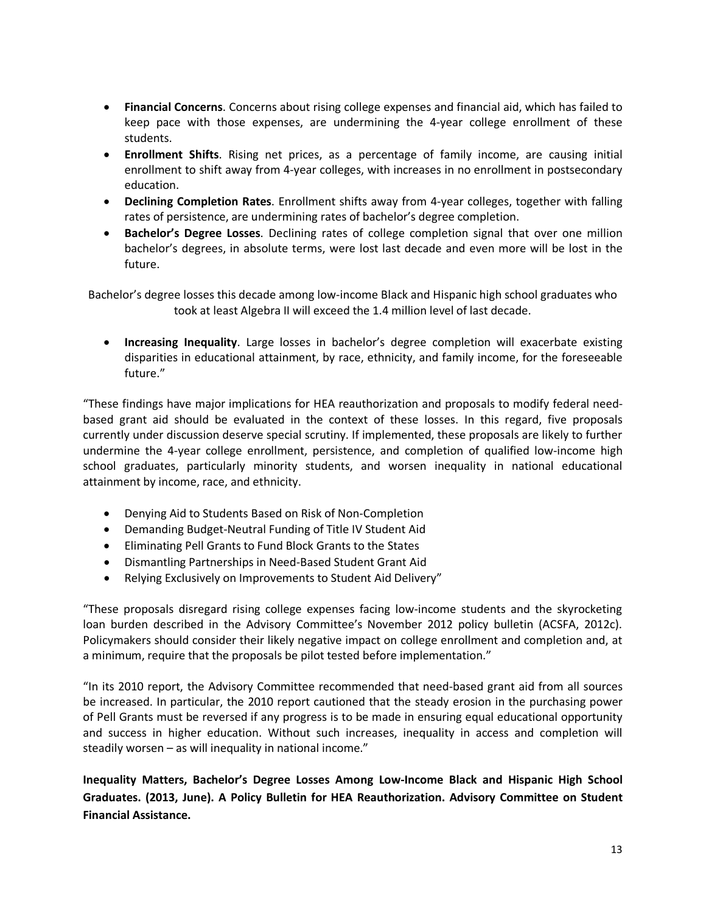- **Financial Concerns**. Concerns about rising college expenses and financial aid, which has failed to keep pace with those expenses, are undermining the 4-year college enrollment of these students.
- **Enrollment Shifts**. Rising net prices, as a percentage of family income, are causing initial enrollment to shift away from 4-year colleges, with increases in no enrollment in postsecondary education.
- **Declining Completion Rates**. Enrollment shifts away from 4-year colleges, together with falling rates of persistence, are undermining rates of bachelor's degree completion.
- **Bachelor's Degree Losses**. Declining rates of college completion signal that over one million bachelor's degrees, in absolute terms, were lost last decade and even more will be lost in the future.

Bachelor's degree losses this decade among low-income Black and Hispanic high school graduates who took at least Algebra II will exceed the 1.4 million level of last decade.

- **Increasing Inequality**. Large losses in bachelor's degree completion will exacerbate existing disparities in educational attainment, by race, ethnicity, and family income, for the foreseeable future."

"These findings have major implications for HEA reauthorization and proposals to modify federal need-based grant aid should be evaluated in the context of these losses. In this regard, five proposals currently under discussion deserve special scrutiny. If implemented, these proposals are likely to further undermine the 4-year college enrollment, persistence, and completion of qualified low-income high school graduates, particularly minority students, and worsen inequality in national educational attainment by income, race, and ethnicity.

- Denying Aid to Students Based on Risk of Non-Completion
- Demanding Budget-Neutral Funding of Title IV Student Aid
- Eliminating Pell Grants to Fund Block Grants to the States
- Dismantling Partnerships in Need-Based Student Grant Aid
- Relying Exclusively on Improvements to Student Aid Delivery"

"These proposals disregard rising college expenses facing low-income students and the skyrocketing loan burden described in the Advisory Committee's November 2012 policy bulletin (ACSFA, 2012c). Policymakers should consider their likely negative impact on college enrollment and completion and, at a minimum, require that the proposals be pilot tested before implementation."

"In its 2010 report, the Advisory Committee recommended that need-based grant aid from all sources be increased. In particular, the 2010 report cautioned that the steady erosion in the purchasing power of Pell Grants must be reversed if any progress is to be made in ensuring equal educational opportunity and success in higher education. Without such increases, inequality in access and completion will steadily worsen – as will inequality in national income."

**Inequality Matters, Bachelor's Degree Losses Among Low-Income Black and Hispanic High School Graduates. (2013, June). A Policy Bulletin for HEA Reauthorization. Advisory Committee on Student Financial Assistance.**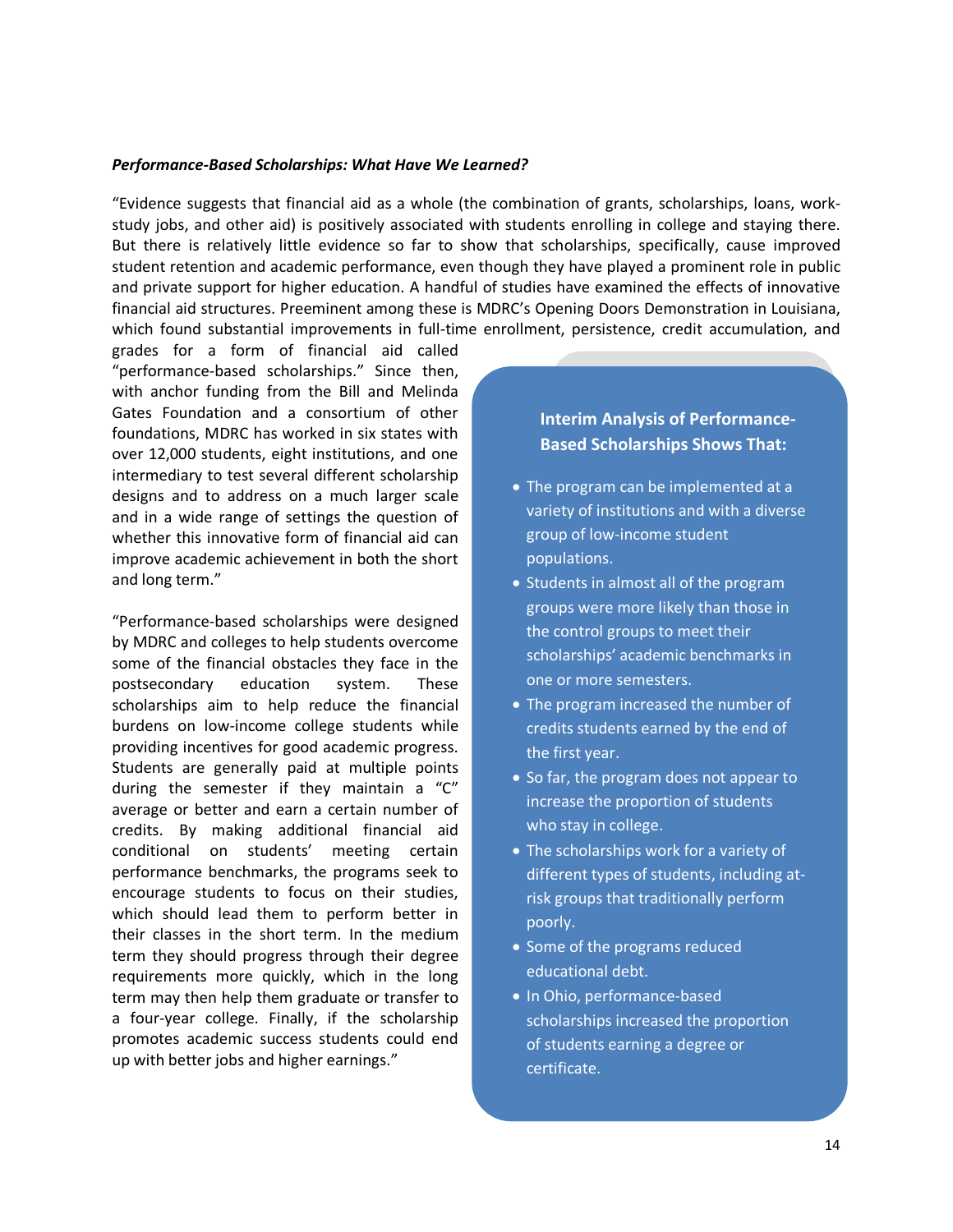***Performance-Based Scholarships: What Have We Learned?***

"Evidence suggests that financial aid as a whole (the combination of grants, scholarships, loans, work-study jobs, and other aid) is positively associated with students enrolling in college and staying there. But there is relatively little evidence so far to show that scholarships, specifically, cause improved student retention and academic performance, even though they have played a prominent role in public and private support for higher education. A handful of studies have examined the effects of innovative financial aid structures. Preeminent among these is MDRC's Opening Doors Demonstration in Louisiana, which found substantial improvements in full-time enrollment, persistence, credit accumulation, and grades for a form of financial aid called "performance-based scholarships." Since then, with anchor funding from the Bill and Melinda Gates Foundation and a consortium of other foundations, MDRC has worked in six states with over 12,000 students, eight institutions, and one intermediary to test several different scholarship designs and to address on a much larger scale and in a wide range of settings the question of whether this innovative form of financial aid can improve academic achievement in both the short and long term."

"Performance-based scholarships were designed by MDRC and colleges to help students overcome some of the financial obstacles they face in the postsecondary education system. These scholarships aim to help reduce the financial burdens on low-income college students while providing incentives for good academic progress. Students are generally paid at multiple points during the semester if they maintain a "C" average or better and earn a certain number of credits. By making additional financial aid conditional on students' meeting certain performance benchmarks, the programs seek to encourage students to focus on their studies, which should lead them to perform better in their classes in the short term. In the medium term they should progress through their degree requirements more quickly, which in the long term may then help them graduate or transfer to a four-year college. Finally, if the scholarship promotes academic success students could end up with better jobs and higher earnings."

**Interim Analysis of Performance-Based Scholarships Shows That:**

- The program can be implemented at a variety of institutions and with a diverse group of low-income student populations.
- Students in almost all of the program groups were more likely than those in the control groups to meet their scholarships' academic benchmarks in one or more semesters.
- The program increased the number of credits students earned by the end of the first year.
- So far, the program does not appear to increase the proportion of students who stay in college.
- The scholarships work for a variety of different types of students, including at-risk groups that traditionally perform poorly.
- Some of the programs reduced educational debt.
- In Ohio, performance-based scholarships increased the proportion of students earning a degree or certificate.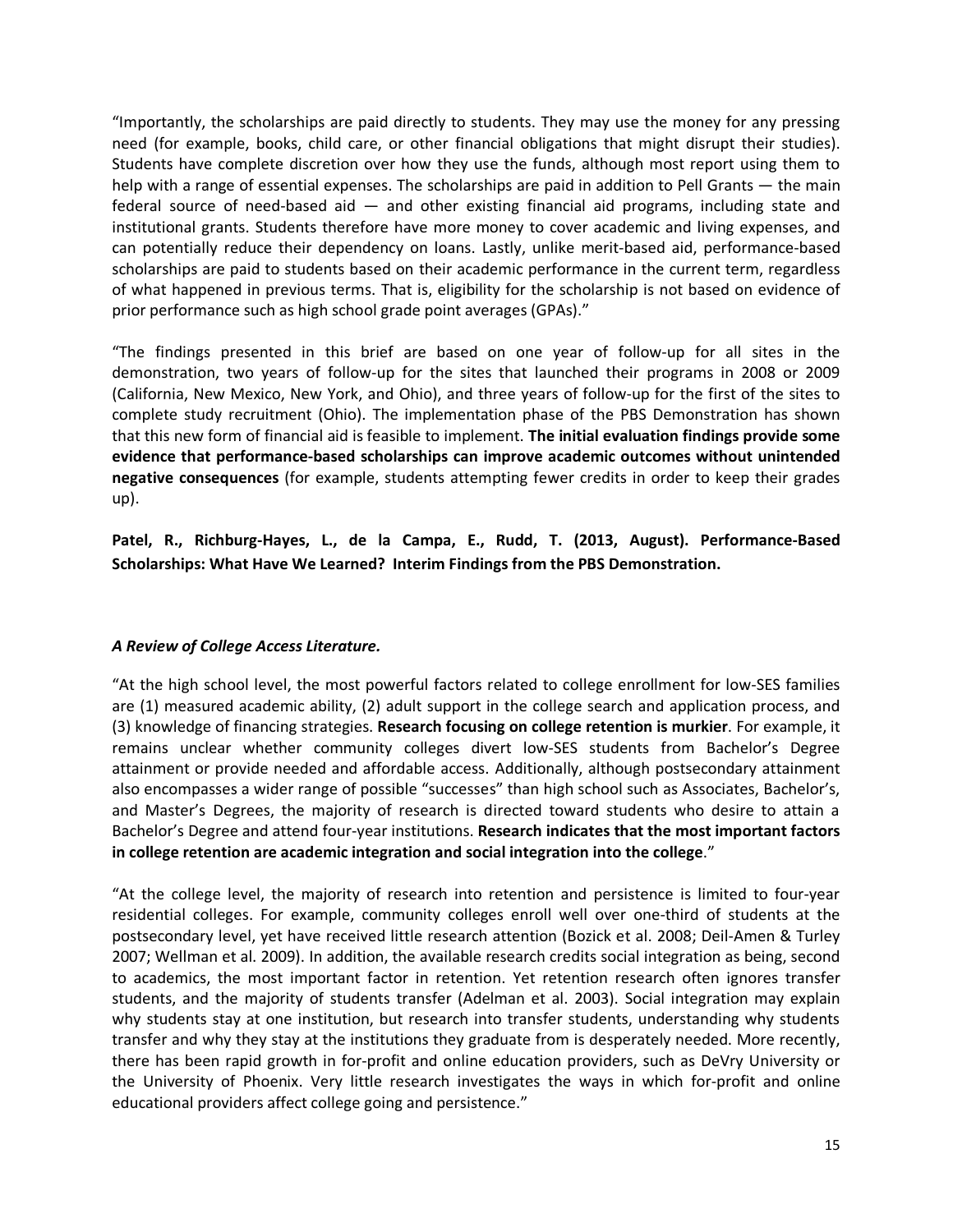"Importantly, the scholarships are paid directly to students. They may use the money for any pressing need (for example, books, child care, or other financial obligations that might disrupt their studies). Students have complete discretion over how they use the funds, although most report using them to help with a range of essential expenses. The scholarships are paid in addition to Pell Grants — the main federal source of need-based aid — and other existing financial aid programs, including state and institutional grants. Students therefore have more money to cover academic and living expenses, and can potentially reduce their dependency on loans. Lastly, unlike merit-based aid, performance-based scholarships are paid to students based on their academic performance in the current term, regardless of what happened in previous terms. That is, eligibility for the scholarship is not based on evidence of prior performance such as high school grade point averages (GPAs)."

"The findings presented in this brief are based on one year of follow-up for all sites in the demonstration, two years of follow-up for the sites that launched their programs in 2008 or 2009 (California, New Mexico, New York, and Ohio), and three years of follow-up for the first of the sites to complete study recruitment (Ohio). The implementation phase of the PBS Demonstration has shown that this new form of financial aid is feasible to implement. **The initial evaluation findings provide some evidence that performance-based scholarships can improve academic outcomes without unintended negative consequences** (for example, students attempting fewer credits in order to keep their grades up).

**Patel, R., Richburg-Hayes, L., de la Campa, E., Rudd, T. (2013, August). Performance-Based Scholarships: What Have We Learned? Interim Findings from the PBS Demonstration.**

***A Review of College Access Literature.***

"At the high school level, the most powerful factors related to college enrollment for low-SES families are (1) measured academic ability, (2) adult support in the college search and application process, and (3) knowledge of financing strategies. **Research focusing on college retention is murkier**. For example, it remains unclear whether community colleges divert low-SES students from Bachelor's Degree attainment or provide needed and affordable access. Additionally, although postsecondary attainment also encompasses a wider range of possible "successes" than high school such as Associates, Bachelor's, and Master's Degrees, the majority of research is directed toward students who desire to attain a Bachelor's Degree and attend four-year institutions. **Research indicates that the most important factors in college retention are academic integration and social integration into the college**."

"At the college level, the majority of research into retention and persistence is limited to four-year residential colleges. For example, community colleges enroll well over one-third of students at the postsecondary level, yet have received little research attention (Bozick et al. 2008; Deil-Amen & Turley 2007; Wellman et al. 2009). In addition, the available research credits social integration as being, second to academics, the most important factor in retention. Yet retention research often ignores transfer students, and the majority of students transfer (Adelman et al. 2003). Social integration may explain why students stay at one institution, but research into transfer students, understanding why students transfer and why they stay at the institutions they graduate from is desperately needed. More recently, there has been rapid growth in for-profit and online education providers, such as DeVry University or the University of Phoenix. Very little research investigates the ways in which for-profit and online educational providers affect college going and persistence."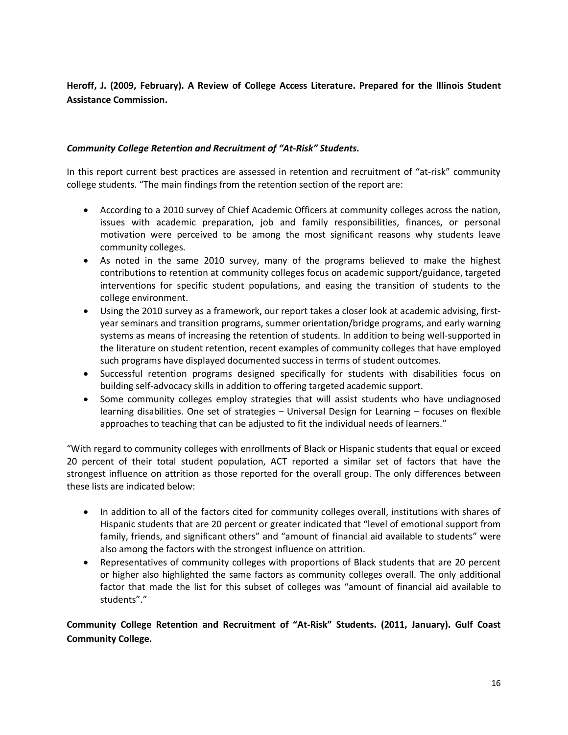**Heroff, J. (2009, February). A Review of College Access Literature. Prepared for the Illinois Student Assistance Commission.**

***Community College Retention and Recruitment of "At-Risk" Students.***

In this report current best practices are assessed in retention and recruitment of "at-risk" community college students. "The main findings from the retention section of the report are:

- According to a 2010 survey of Chief Academic Officers at community colleges across the nation, issues with academic preparation, job and family responsibilities, finances, or personal motivation were perceived to be among the most significant reasons why students leave community colleges.
- As noted in the same 2010 survey, many of the programs believed to make the highest contributions to retention at community colleges focus on academic support/guidance, targeted interventions for specific student populations, and easing the transition of students to the college environment.
- Using the 2010 survey as a framework, our report takes a closer look at academic advising, first-year seminars and transition programs, summer orientation/bridge programs, and early warning systems as means of increasing the retention of students. In addition to being well-supported in the literature on student retention, recent examples of community colleges that have employed such programs have displayed documented success in terms of student outcomes.
- Successful retention programs designed specifically for students with disabilities focus on building self-advocacy skills in addition to offering targeted academic support.
- Some community colleges employ strategies that will assist students who have undiagnosed learning disabilities. One set of strategies – Universal Design for Learning – focuses on flexible approaches to teaching that can be adjusted to fit the individual needs of learners."

"With regard to community colleges with enrollments of Black or Hispanic students that equal or exceed 20 percent of their total student population, ACT reported a similar set of factors that have the strongest influence on attrition as those reported for the overall group. The only differences between these lists are indicated below:

- In addition to all of the factors cited for community colleges overall, institutions with shares of Hispanic students that are 20 percent or greater indicated that "level of emotional support from family, friends, and significant others" and "amount of financial aid available to students" were also among the factors with the strongest influence on attrition.
- Representatives of community colleges with proportions of Black students that are 20 percent or higher also highlighted the same factors as community colleges overall. The only additional factor that made the list for this subset of colleges was "amount of financial aid available to students"."

**Community College Retention and Recruitment of "At-Risk" Students. (2011, January). Gulf Coast Community College.**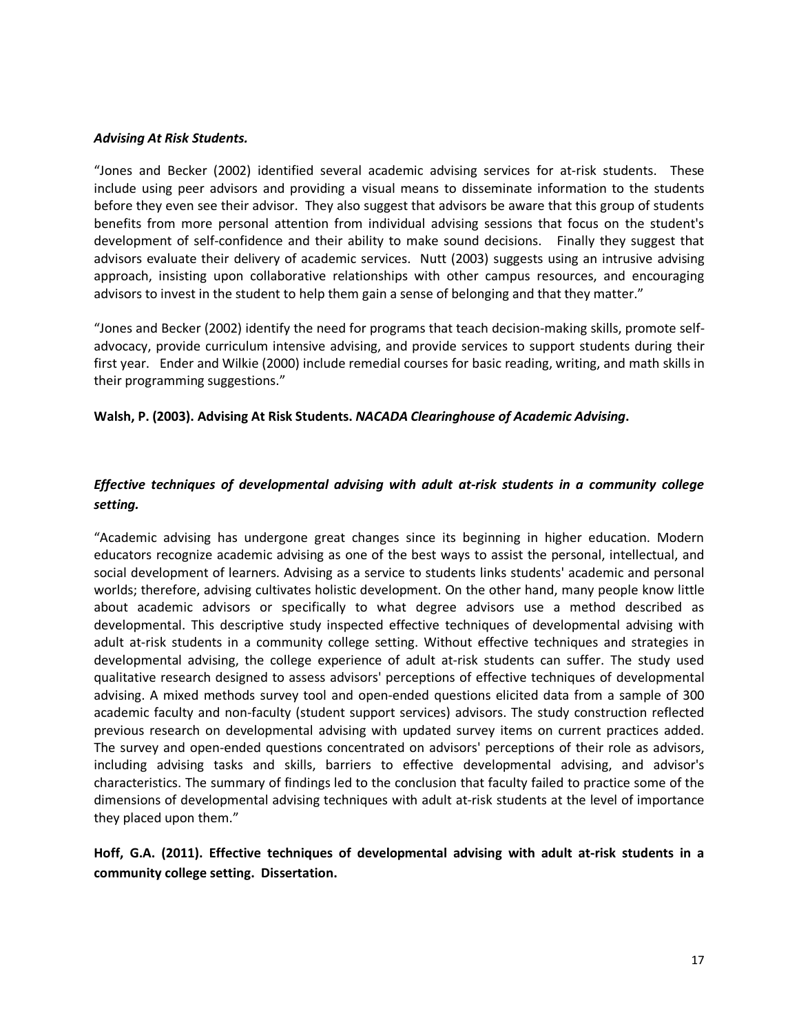***Advising At Risk Students.***

"Jones and Becker (2002) identified several academic advising services for at-risk students. These include using peer advisors and providing a visual means to disseminate information to the students before they even see their advisor. They also suggest that advisors be aware that this group of students benefits from more personal attention from individual advising sessions that focus on the student's development of self-confidence and their ability to make sound decisions. Finally they suggest that advisors evaluate their delivery of academic services. Nutt (2003) suggests using an intrusive advising approach, insisting upon collaborative relationships with other campus resources, and encouraging advisors to invest in the student to help them gain a sense of belonging and that they matter."

"Jones and Becker (2002) identify the need for programs that teach decision-making skills, promote self-advocacy, provide curriculum intensive advising, and provide services to support students during their first year. Ender and Wilkie (2000) include remedial courses for basic reading, writing, and math skills in their programming suggestions."

**Walsh, P. (2003). Advising At Risk Students. *NACADA Clearinghouse of Academic Advising*.**

***Effective techniques of developmental advising with adult at-risk students in a community college setting.***

"Academic advising has undergone great changes since its beginning in higher education. Modern educators recognize academic advising as one of the best ways to assist the personal, intellectual, and social development of learners. Advising as a service to students links students' academic and personal worlds; therefore, advising cultivates holistic development. On the other hand, many people know little about academic advisors or specifically to what degree advisors use a method described as developmental. This descriptive study inspected effective techniques of developmental advising with adult at-risk students in a community college setting. Without effective techniques and strategies in developmental advising, the college experience of adult at-risk students can suffer. The study used qualitative research designed to assess advisors' perceptions of effective techniques of developmental advising. A mixed methods survey tool and open-ended questions elicited data from a sample of 300 academic faculty and non-faculty (student support services) advisors. The study construction reflected previous research on developmental advising with updated survey items on current practices added. The survey and open-ended questions concentrated on advisors' perceptions of their role as advisors, including advising tasks and skills, barriers to effective developmental advising, and advisor's characteristics. The summary of findings led to the conclusion that faculty failed to practice some of the dimensions of developmental advising techniques with adult at-risk students at the level of importance they placed upon them."

**Hoff, G.A. (2011). Effective techniques of developmental advising with adult at-risk students in a community college setting. Dissertation.**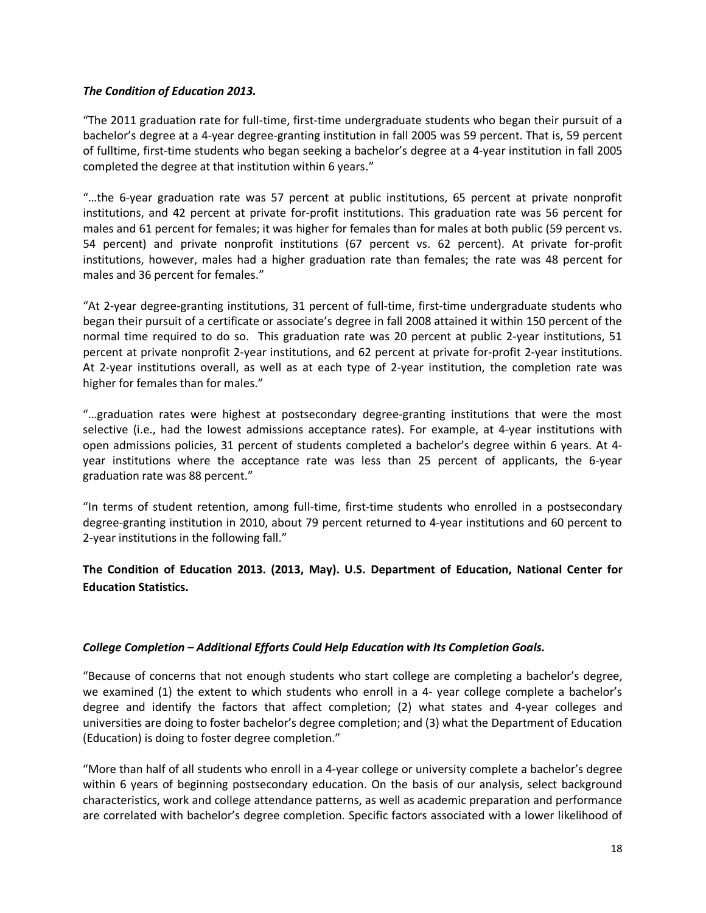***The Condition of Education 2013.***

"The 2011 graduation rate for full-time, first-time undergraduate students who began their pursuit of a bachelor's degree at a 4-year degree-granting institution in fall 2005 was 59 percent. That is, 59 percent of fulltime, first-time students who began seeking a bachelor's degree at a 4-year institution in fall 2005 completed the degree at that institution within 6 years."

"…the 6-year graduation rate was 57 percent at public institutions, 65 percent at private nonprofit institutions, and 42 percent at private for-profit institutions. This graduation rate was 56 percent for males and 61 percent for females; it was higher for females than for males at both public (59 percent vs. 54 percent) and private nonprofit institutions (67 percent vs. 62 percent). At private for-profit institutions, however, males had a higher graduation rate than females; the rate was 48 percent for males and 36 percent for females."

"At 2-year degree-granting institutions, 31 percent of full-time, first-time undergraduate students who began their pursuit of a certificate or associate's degree in fall 2008 attained it within 150 percent of the normal time required to do so. This graduation rate was 20 percent at public 2-year institutions, 51 percent at private nonprofit 2-year institutions, and 62 percent at private for-profit 2-year institutions. At 2-year institutions overall, as well as at each type of 2-year institution, the completion rate was higher for females than for males."

"…graduation rates were highest at postsecondary degree-granting institutions that were the most selective (i.e., had the lowest admissions acceptance rates). For example, at 4-year institutions with open admissions policies, 31 percent of students completed a bachelor's degree within 6 years. At 4-year institutions where the acceptance rate was less than 25 percent of applicants, the 6-year graduation rate was 88 percent."

"In terms of student retention, among full-time, first-time students who enrolled in a postsecondary degree-granting institution in 2010, about 79 percent returned to 4-year institutions and 60 percent to 2-year institutions in the following fall."

**The Condition of Education 2013. (2013, May). U.S. Department of Education, National Center for Education Statistics.**

***College Completion – Additional Efforts Could Help Education with Its Completion Goals.***

"Because of concerns that not enough students who start college are completing a bachelor's degree, we examined (1) the extent to which students who enroll in a 4- year college complete a bachelor's degree and identify the factors that affect completion; (2) what states and 4-year colleges and universities are doing to foster bachelor's degree completion; and (3) what the Department of Education (Education) is doing to foster degree completion."

"More than half of all students who enroll in a 4-year college or university complete a bachelor's degree within 6 years of beginning postsecondary education. On the basis of our analysis, select background characteristics, work and college attendance patterns, as well as academic preparation and performance are correlated with bachelor's degree completion. Specific factors associated with a lower likelihood of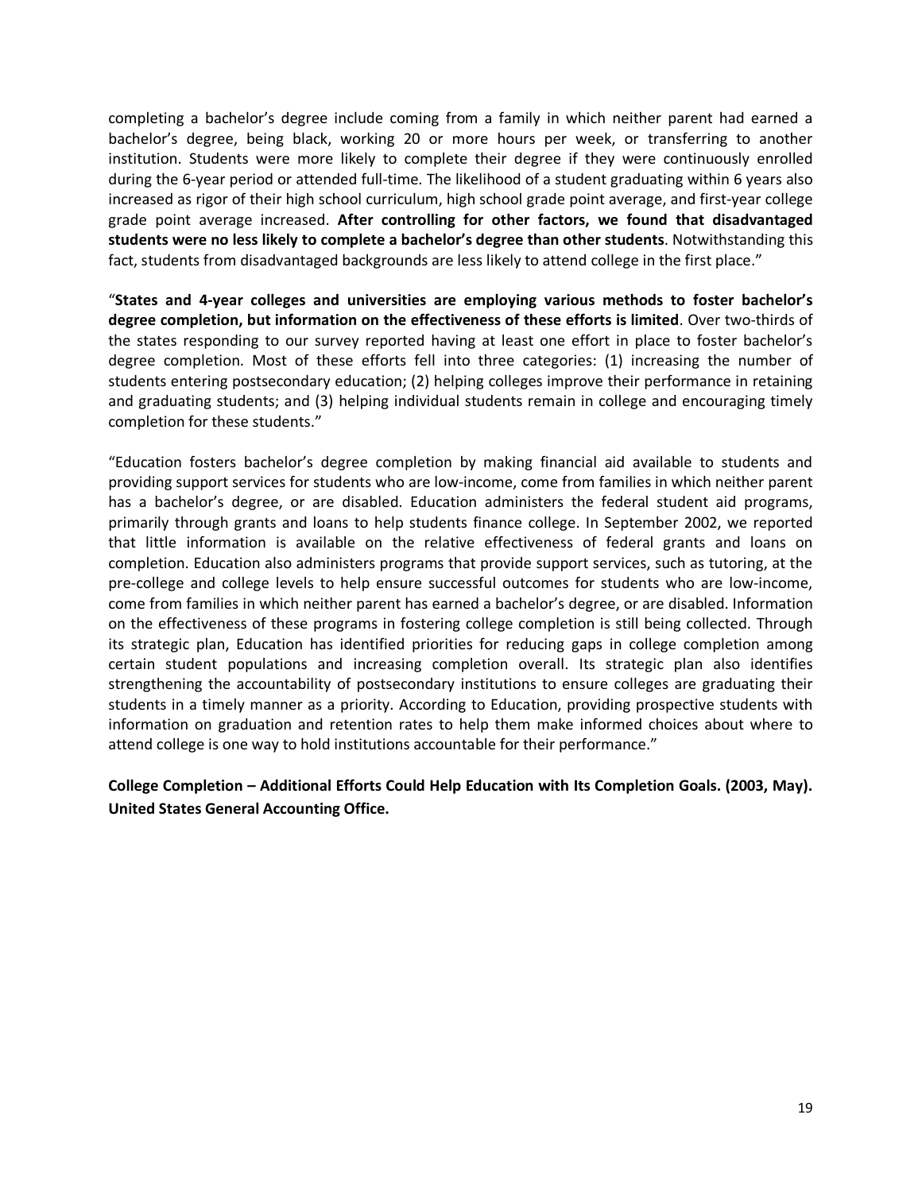completing a bachelor's degree include coming from a family in which neither parent had earned a bachelor's degree, being black, working 20 or more hours per week, or transferring to another institution. Students were more likely to complete their degree if they were continuously enrolled during the 6-year period or attended full-time. The likelihood of a student graduating within 6 years also increased as rigor of their high school curriculum, high school grade point average, and first-year college grade point average increased. **After controlling for other factors, we found that disadvantaged students were no less likely to complete a bachelor's degree than other students**. Notwithstanding this fact, students from disadvantaged backgrounds are less likely to attend college in the first place."

"**States and 4-year colleges and universities are employing various methods to foster bachelor's degree completion, but information on the effectiveness of these efforts is limited**. Over two-thirds of the states responding to our survey reported having at least one effort in place to foster bachelor's degree completion. Most of these efforts fell into three categories: (1) increasing the number of students entering postsecondary education; (2) helping colleges improve their performance in retaining and graduating students; and (3) helping individual students remain in college and encouraging timely completion for these students."

"Education fosters bachelor's degree completion by making financial aid available to students and providing support services for students who are low-income, come from families in which neither parent has a bachelor's degree, or are disabled. Education administers the federal student aid programs, primarily through grants and loans to help students finance college. In September 2002, we reported that little information is available on the relative effectiveness of federal grants and loans on completion. Education also administers programs that provide support services, such as tutoring, at the pre-college and college levels to help ensure successful outcomes for students who are low-income, come from families in which neither parent has earned a bachelor's degree, or are disabled. Information on the effectiveness of these programs in fostering college completion is still being collected. Through its strategic plan, Education has identified priorities for reducing gaps in college completion among certain student populations and increasing completion overall. Its strategic plan also identifies strengthening the accountability of postsecondary institutions to ensure colleges are graduating their students in a timely manner as a priority. According to Education, providing prospective students with information on graduation and retention rates to help them make informed choices about where to attend college is one way to hold institutions accountable for their performance."

**College Completion – Additional Efforts Could Help Education with Its Completion Goals. (2003, May). United States General Accounting Office.**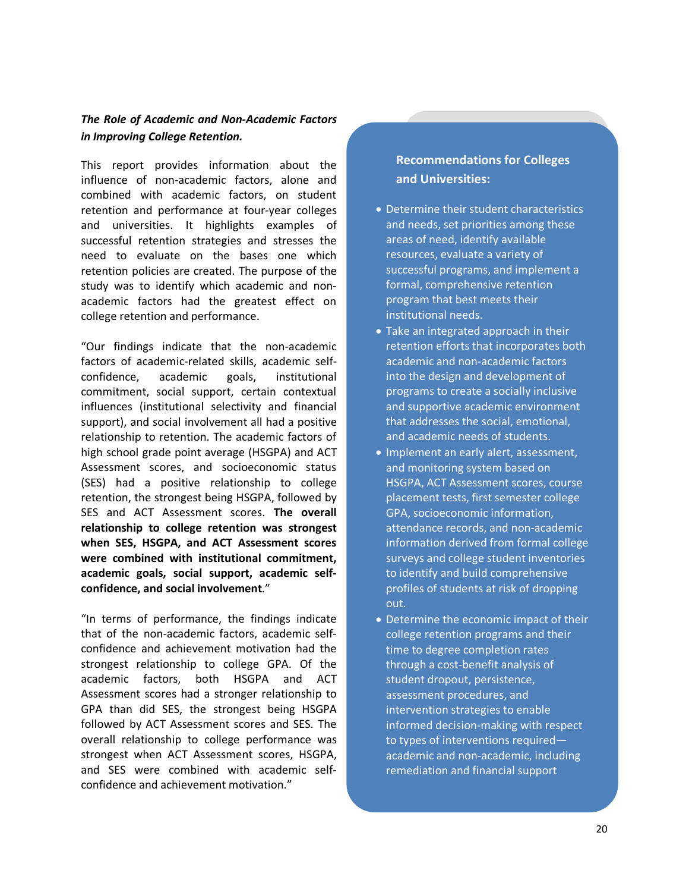***The Role of Academic and Non-Academic Factors in Improving College Retention.***

This report provides information about the influence of non-academic factors, alone and combined with academic factors, on student retention and performance at four-year colleges and universities. It highlights examples of successful retention strategies and stresses the need to evaluate on the bases one which retention policies are created. The purpose of the study was to identify which academic and non-academic factors had the greatest effect on college retention and performance.

"Our findings indicate that the non-academic factors of academic-related skills, academic self-confidence, academic goals, institutional commitment, social support, certain contextual influences (institutional selectivity and financial support), and social involvement all had a positive relationship to retention. The academic factors of high school grade point average (HSGPA) and ACT Assessment scores, and socioeconomic status (SES) had a positive relationship to college retention, the strongest being HSGPA, followed by SES and ACT Assessment scores. **The overall relationship to college retention was strongest when SES, HSGPA, and ACT Assessment scores were combined with institutional commitment, academic goals, social support, academic self-confidence, and social involvement**."

"In terms of performance, the findings indicate that of the non-academic factors, academic self-confidence and achievement motivation had the strongest relationship to college GPA. Of the academic factors, both HSGPA and ACT Assessment scores had a stronger relationship to GPA than did SES, the strongest being HSGPA followed by ACT Assessment scores and SES. The overall relationship to college performance was strongest when ACT Assessment scores, HSGPA, and SES were combined with academic self-confidence and achievement motivation."

**Recommendations for Colleges and Universities:**

- Determine their student characteristics and needs, set priorities among these areas of need, identify available resources, evaluate a variety of successful programs, and implement a formal, comprehensive retention program that best meets their institutional needs.
- Take an integrated approach in their retention efforts that incorporates both academic and non-academic factors into the design and development of programs to create a socially inclusive and supportive academic environment that addresses the social, emotional, and academic needs of students.
- Implement an early alert, assessment, and monitoring system based on HSGPA, ACT Assessment scores, course placement tests, first semester college GPA, socioeconomic information, attendance records, and non-academic information derived from formal college surveys and college student inventories to identify and build comprehensive profiles of students at risk of dropping out.
- Determine the economic impact of their college retention programs and their time to degree completion rates through a cost-benefit analysis of student dropout, persistence, assessment procedures, and intervention strategies to enable informed decision-making with respect to types of interventions required—academic and non-academic, including remediation and financial support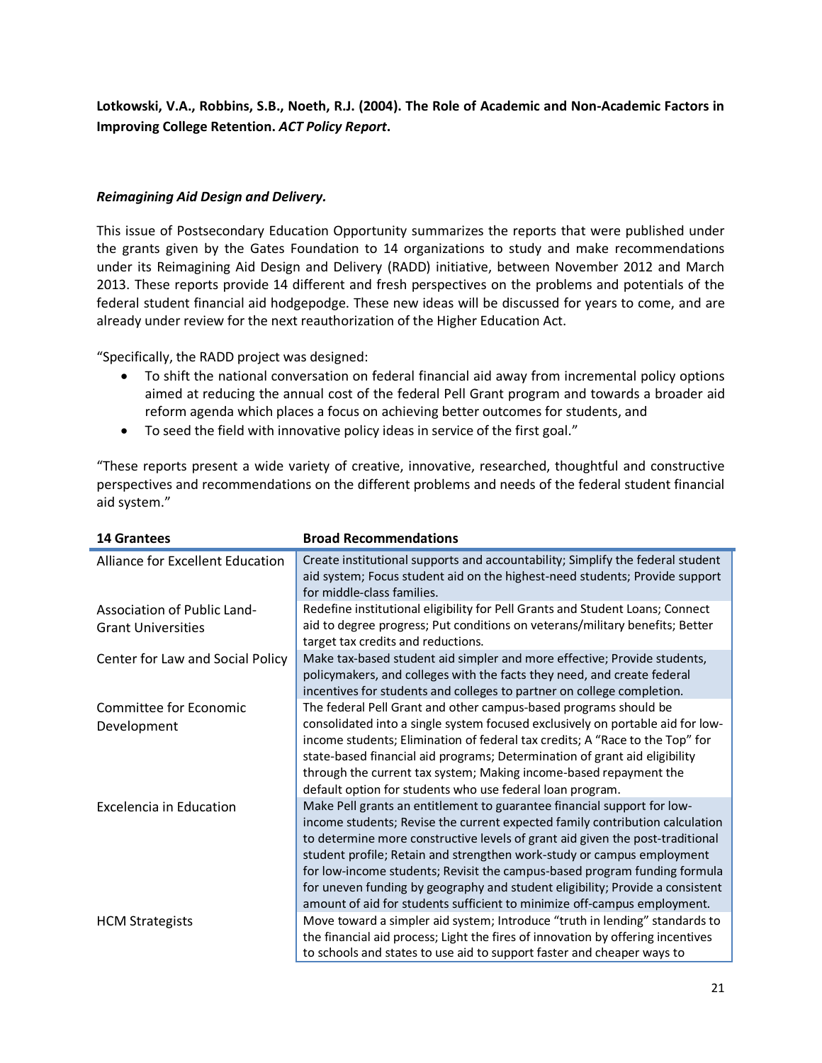**Lotkowski, V.A., Robbins, S.B., Noeth, R.J. (2004). The Role of Academic and Non-Academic Factors in Improving College Retention. *ACT Policy Report*.**

***Reimagining Aid Design and Delivery.***

This issue of Postsecondary Education Opportunity summarizes the reports that were published under the grants given by the Gates Foundation to 14 organizations to study and make recommendations under its Reimagining Aid Design and Delivery (RADD) initiative, between November 2012 and March 2013. These reports provide 14 different and fresh perspectives on the problems and potentials of the federal student financial aid hodgepodge. These new ideas will be discussed for years to come, and are already under review for the next reauthorization of the Higher Education Act.

"Specifically, the RADD project was designed:

- To shift the national conversation on federal financial aid away from incremental policy options aimed at reducing the annual cost of the federal Pell Grant program and towards a broader aid reform agenda which places a focus on achieving better outcomes for students, and
- To seed the field with innovative policy ideas in service of the first goal."

"These reports present a wide variety of creative, innovative, researched, thoughtful and constructive perspectives and recommendations on the different problems and needs of the federal student financial aid system."

| 14 Grantees | Broad Recommendations |
|---|---|
| Alliance for Excellent Education | Create institutional supports and accountability; Simplify the federal student aid system; Focus student aid on the highest-need students; Provide support for middle-class families. |
| Association of Public Land-Grant Universities | Redefine institutional eligibility for Pell Grants and Student Loans; Connect aid to degree progress; Put conditions on veterans/military benefits; Better target tax credits and reductions. |
| Center for Law and Social Policy | Make tax-based student aid simpler and more effective; Provide students, policymakers, and colleges with the facts they need, and create federal incentives for students and colleges to partner on college completion. |
| Committee for Economic Development | The federal Pell Grant and other campus-based programs should be consolidated into a single system focused exclusively on portable aid for low-income students; Elimination of federal tax credits; A "Race to the Top" for state-based financial aid programs; Determination of grant aid eligibility through the current tax system; Making income-based repayment the default option for students who use federal loan program. |
| Excelencia in Education | Make Pell grants an entitlement to guarantee financial support for low-income students; Revise the current expected family contribution calculation to determine more constructive levels of grant aid given the post-traditional student profile; Retain and strengthen work-study or campus employment for low-income students; Revisit the campus-based program funding formula for uneven funding by geography and student eligibility; Provide a consistent amount of aid for students sufficient to minimize off-campus employment. |
| HCM Strategists | Move toward a simpler aid system; Introduce "truth in lending" standards to the financial aid process; Light the fires of innovation by offering incentives to schools and states to use aid to support faster and cheaper ways to |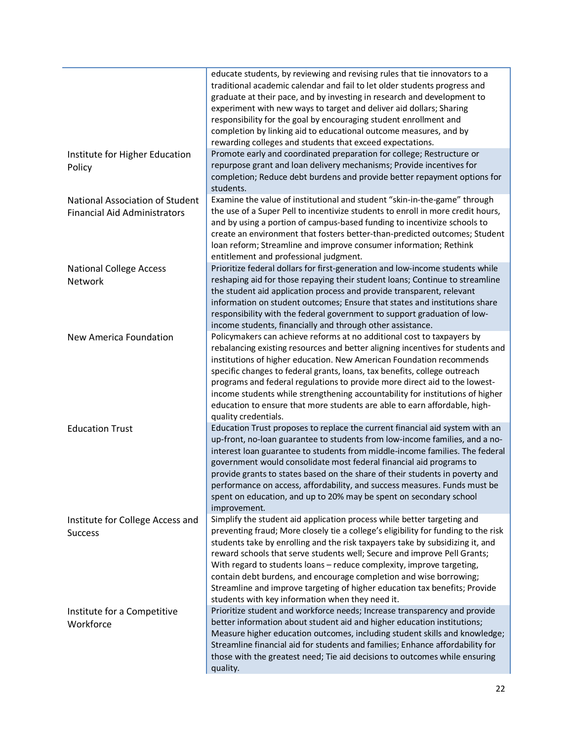| | |
|---|---|
| | educate students, by reviewing and revising rules that tie innovators to a traditional academic calendar and fail to let older students progress and graduate at their pace, and by investing in research and development to experiment with new ways to target and deliver aid dollars; Sharing responsibility for the goal by encouraging student enrollment and completion by linking aid to educational outcome measures, and by rewarding colleges and students that exceed expectations. |
| Institute for Higher Education Policy | Promote early and coordinated preparation for college; Restructure or repurpose grant and loan delivery mechanisms; Provide incentives for completion; Reduce debt burdens and provide better repayment options for students. |
| National Association of Student Financial Aid Administrators | Examine the value of institutional and student "skin-in-the-game" through the use of a Super Pell to incentivize students to enroll in more credit hours, and by using a portion of campus-based funding to incentivize schools to create an environment that fosters better-than-predicted outcomes; Student loan reform; Streamline and improve consumer information; Rethink entitlement and professional judgment. |
| National College Access Network | Prioritize federal dollars for first-generation and low-income students while reshaping aid for those repaying their student loans; Continue to streamline the student aid application process and provide transparent, relevant information on student outcomes; Ensure that states and institutions share responsibility with the federal government to support graduation of low-income students, financially and through other assistance. |
| New America Foundation | Policymakers can achieve reforms at no additional cost to taxpayers by rebalancing existing resources and better aligning incentives for students and institutions of higher education. New American Foundation recommends specific changes to federal grants, loans, tax benefits, college outreach programs and federal regulations to provide more direct aid to the lowest-income students while strengthening accountability for institutions of higher education to ensure that more students are able to earn affordable, high-quality credentials. |
| Education Trust | Education Trust proposes to replace the current financial aid system with an up-front, no-loan guarantee to students from low-income families, and a no-interest loan guarantee to students from middle-income families. The federal government would consolidate most federal financial aid programs to provide grants to states based on the share of their students in poverty and performance on access, affordability, and success measures. Funds must be spent on education, and up to 20% may be spent on secondary school improvement. |
| Institute for College Access and Success | Simplify the student aid application process while better targeting and preventing fraud; More closely tie a college's eligibility for funding to the risk students take by enrolling and the risk taxpayers take by subsidizing it, and reward schools that serve students well; Secure and improve Pell Grants; With regard to students loans – reduce complexity, improve targeting, contain debt burdens, and encourage completion and wise borrowing; Streamline and improve targeting of higher education tax benefits; Provide students with key information when they need it. |
| Institute for a Competitive Workforce | Prioritize student and workforce needs; Increase transparency and provide better information about student aid and higher education institutions; Measure higher education outcomes, including student skills and knowledge; Streamline financial aid for students and families; Enhance affordability for those with the greatest need; Tie aid decisions to outcomes while ensuring quality. |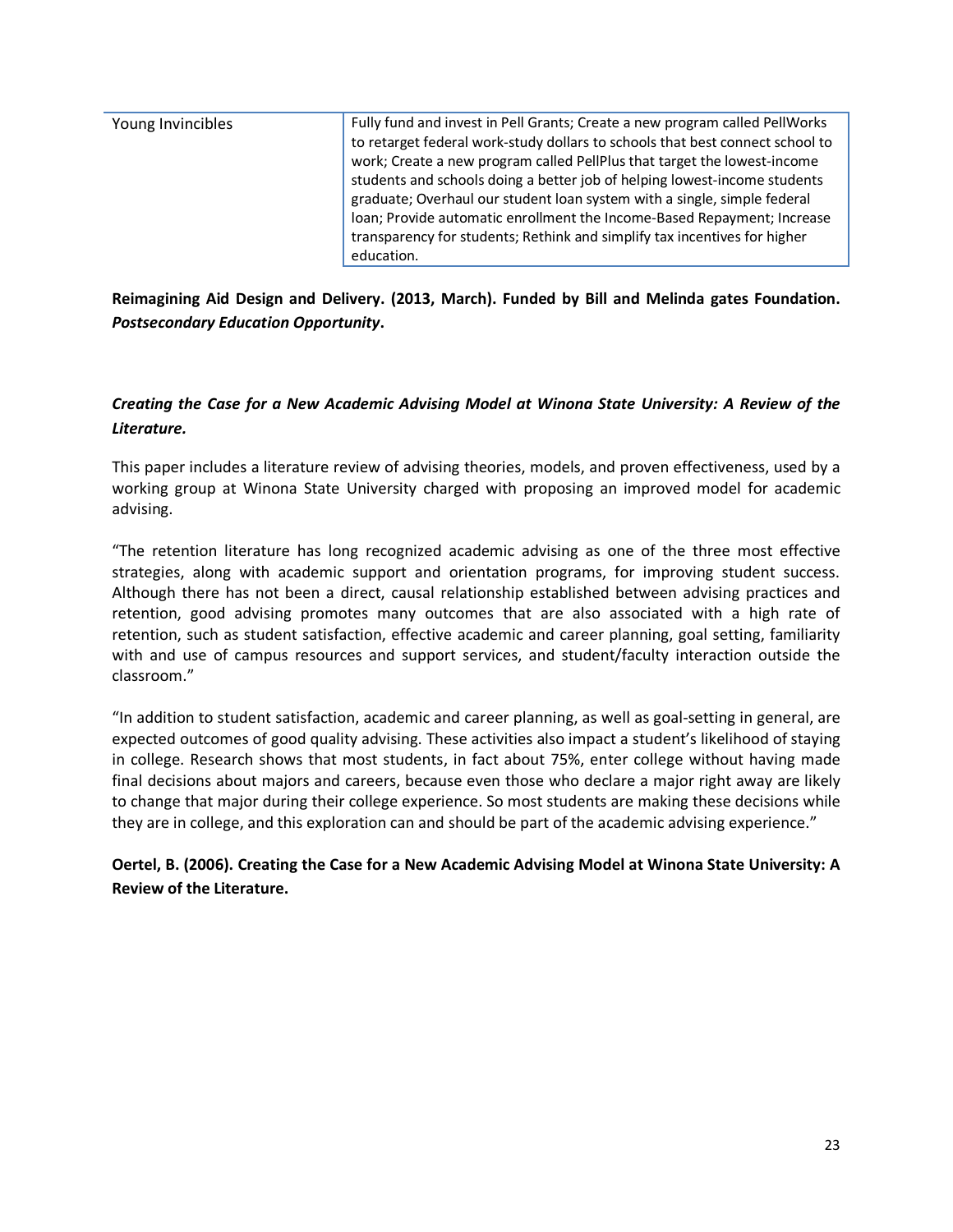| Young Invincibles | Fully fund and invest in Pell Grants; Create a new program called PellWorks to retarget federal work-study dollars to schools that best connect school to work; Create a new program called PellPlus that target the lowest-income students and schools doing a better job of helping lowest-income students graduate; Overhaul our student loan system with a single, simple federal loan; Provide automatic enrollment the Income-Based Repayment; Increase transparency for students; Rethink and simplify tax incentives for higher education. |
|---|---|

**Reimagining Aid Design and Delivery. (2013, March). Funded by Bill and Melinda gates Foundation. *Postsecondary Education Opportunity*.**

### *Creating the Case for a New Academic Advising Model at Winona State University: A Review of the Literature.*

This paper includes a literature review of advising theories, models, and proven effectiveness, used by a working group at Winona State University charged with proposing an improved model for academic advising.

"The retention literature has long recognized academic advising as one of the three most effective strategies, along with academic support and orientation programs, for improving student success. Although there has not been a direct, causal relationship established between advising practices and retention, good advising promotes many outcomes that are also associated with a high rate of retention, such as student satisfaction, effective academic and career planning, goal setting, familiarity with and use of campus resources and support services, and student/faculty interaction outside the classroom."

"In addition to student satisfaction, academic and career planning, as well as goal-setting in general, are expected outcomes of good quality advising. These activities also impact a student's likelihood of staying in college. Research shows that most students, in fact about 75%, enter college without having made final decisions about majors and careers, because even those who declare a major right away are likely to change that major during their college experience. So most students are making these decisions while they are in college, and this exploration can and should be part of the academic advising experience."

**Oertel, B. (2006). Creating the Case for a New Academic Advising Model at Winona State University: A Review of the Literature.**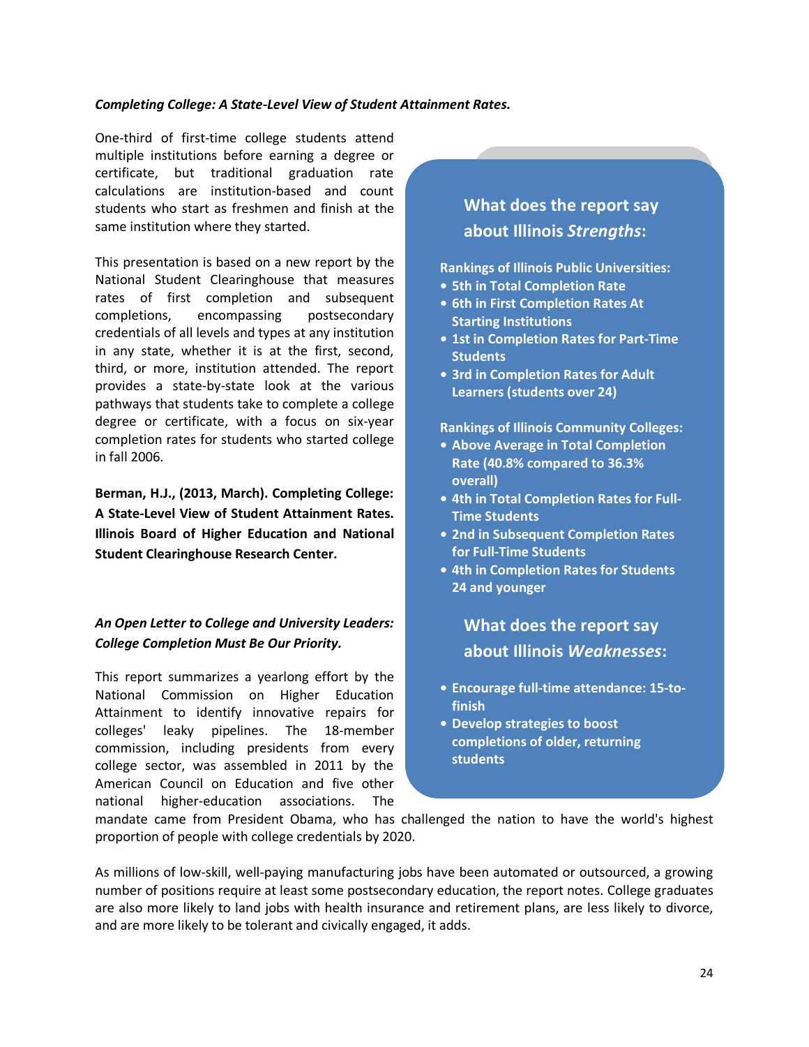***Completing College: A State-Level View of Student Attainment Rates.***

One-third of first-time college students attend multiple institutions before earning a degree or certificate, but traditional graduation rate calculations are institution-based and count students who start as freshmen and finish at the same institution where they started.

This presentation is based on a new report by the National Student Clearinghouse that measures rates of first completion and subsequent completions, encompassing postsecondary credentials of all levels and types at any institution in any state, whether it is at the first, second, third, or more, institution attended. The report provides a state-by-state look at the various pathways that students take to complete a college degree or certificate, with a focus on six-year completion rates for students who started college in fall 2006.

**Berman, H.J., (2013, March). Completing College: A State-Level View of Student Attainment Rates. Illinois Board of Higher Education and National Student Clearinghouse Research Center.**

### What does the report say about Illinois *Strengths*:

**Rankings of Illinois Public Universities:**

- **5th in Total Completion Rate**
- **6th in First Completion Rates At Starting Institutions**
- **1st in Completion Rates for Part-Time Students**
- **3rd in Completion Rates for Adult Learners (students over 24)**

**Rankings of Illinois Community Colleges:**

- **Above Average in Total Completion Rate (40.8% compared to 36.3% overall)**
- **4th in Total Completion Rates for Full-Time Students**
- **2nd in Subsequent Completion Rates for Full-Time Students**
- **4th in Completion Rates for Students 24 and younger**

### What does the report say about Illinois *Weaknesses*:

- **Encourage full-time attendance: 15-to-finish**
- **Develop strategies to boost completions of older, returning students**

***An Open Letter to College and University Leaders: College Completion Must Be Our Priority.***

This report summarizes a yearlong effort by the National Commission on Higher Education Attainment to identify innovative repairs for colleges' leaky pipelines. The 18-member commission, including presidents from every college sector, was assembled in 2011 by the American Council on Education and five other national higher-education associations. The mandate came from President Obama, who has challenged the nation to have the world's highest proportion of people with college credentials by 2020.

As millions of low-skill, well-paying manufacturing jobs have been automated or outsourced, a growing number of positions require at least some postsecondary education, the report notes. College graduates are also more likely to land jobs with health insurance and retirement plans, are less likely to divorce, and are more likely to be tolerant and civically engaged, it adds.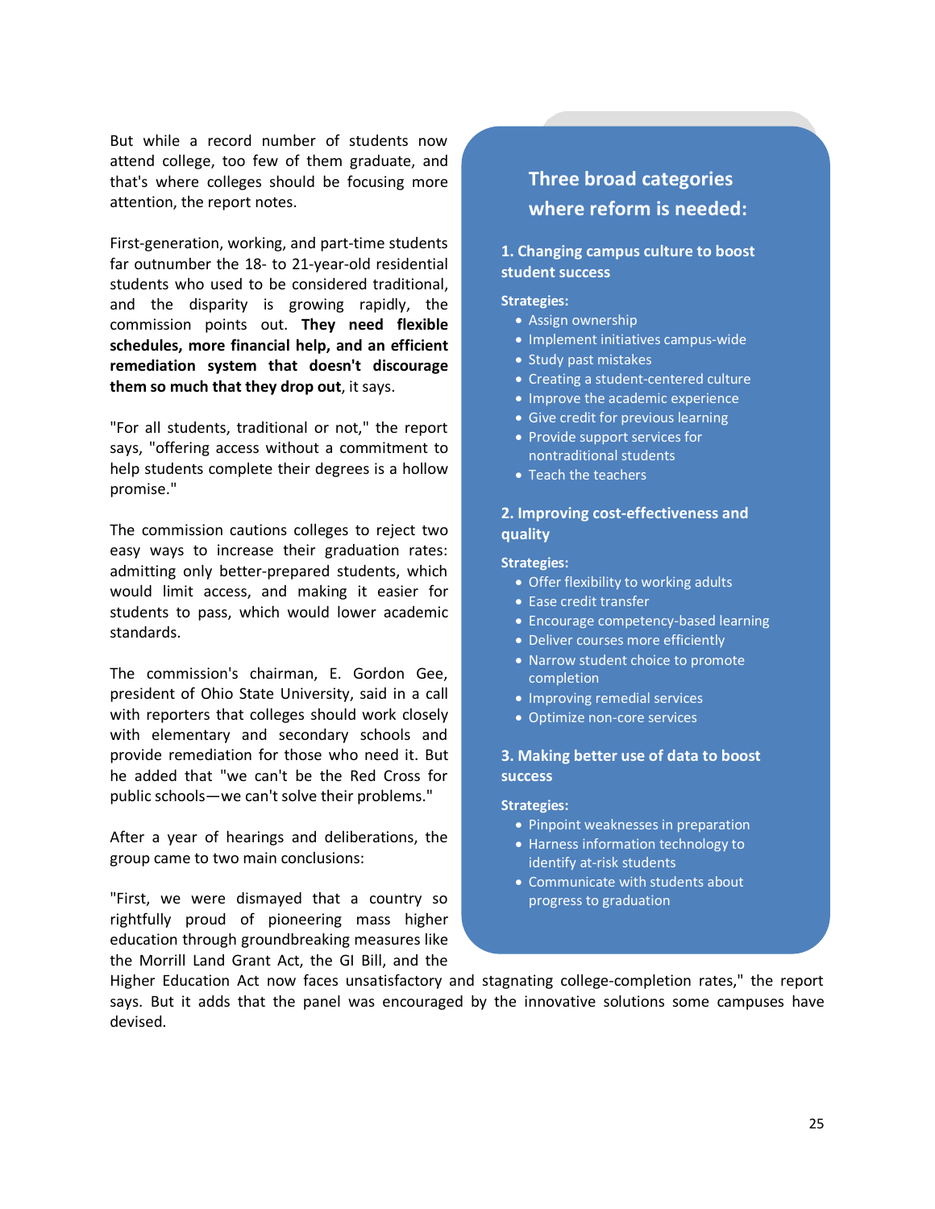But while a record number of students now attend college, too few of them graduate, and that's where colleges should be focusing more attention, the report notes.

First-generation, working, and part-time students far outnumber the 18- to 21-year-old residential students who used to be considered traditional, and the disparity is growing rapidly, the commission points out. **They need flexible schedules, more financial help, and an efficient remediation system that doesn't discourage them so much that they drop out**, it says.

"For all students, traditional or not," the report says, "offering access without a commitment to help students complete their degrees is a hollow promise."

The commission cautions colleges to reject two easy ways to increase their graduation rates: admitting only better-prepared students, which would limit access, and making it easier for students to pass, which would lower academic standards.

The commission's chairman, E. Gordon Gee, president of Ohio State University, said in a call with reporters that colleges should work closely with elementary and secondary schools and provide remediation for those who need it. But he added that "we can't be the Red Cross for public schools—we can't solve their problems."

After a year of hearings and deliberations, the group came to two main conclusions:

"First, we were dismayed that a country so rightfully proud of pioneering mass higher education through groundbreaking measures like the Morrill Land Grant Act, the GI Bill, and the Higher Education Act now faces unsatisfactory and stagnating college-completion rates," the report says. But it adds that the panel was encouraged by the innovative solutions some campuses have devised.

## Three broad categories where reform is needed:

### 1. Changing campus culture to boost student success

**Strategies:**

- Assign ownership
- Implement initiatives campus-wide
- Study past mistakes
- Creating a student-centered culture
- Improve the academic experience
- Give credit for previous learning
- Provide support services for nontraditional students
- Teach the teachers

### 2. Improving cost-effectiveness and quality

**Strategies:**

- Offer flexibility to working adults
- Ease credit transfer
- Encourage competency-based learning
- Deliver courses more efficiently
- Narrow student choice to promote completion
- Improving remedial services
- Optimize non-core services

### 3. Making better use of data to boost success

**Strategies:**

- Pinpoint weaknesses in preparation
- Harness information technology to identify at-risk students
- Communicate with students about progress to graduation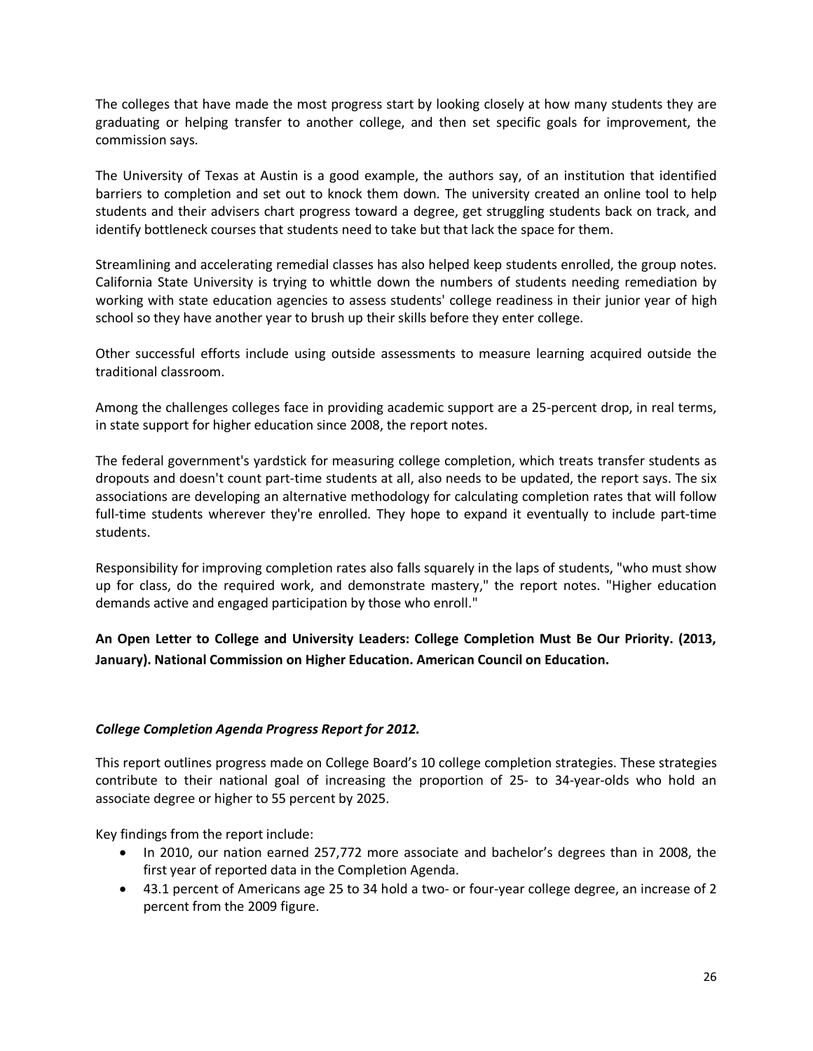The colleges that have made the most progress start by looking closely at how many students they are graduating or helping transfer to another college, and then set specific goals for improvement, the commission says.

The University of Texas at Austin is a good example, the authors say, of an institution that identified barriers to completion and set out to knock them down. The university created an online tool to help students and their advisers chart progress toward a degree, get struggling students back on track, and identify bottleneck courses that students need to take but that lack the space for them.

Streamlining and accelerating remedial classes has also helped keep students enrolled, the group notes. California State University is trying to whittle down the numbers of students needing remediation by working with state education agencies to assess students' college readiness in their junior year of high school so they have another year to brush up their skills before they enter college.

Other successful efforts include using outside assessments to measure learning acquired outside the traditional classroom.

Among the challenges colleges face in providing academic support are a 25-percent drop, in real terms, in state support for higher education since 2008, the report notes.

The federal government's yardstick for measuring college completion, which treats transfer students as dropouts and doesn't count part-time students at all, also needs to be updated, the report says. The six associations are developing an alternative methodology for calculating completion rates that will follow full-time students wherever they're enrolled. They hope to expand it eventually to include part-time students.

Responsibility for improving completion rates also falls squarely in the laps of students, "who must show up for class, do the required work, and demonstrate mastery," the report notes. "Higher education demands active and engaged participation by those who enroll."

**An Open Letter to College and University Leaders: College Completion Must Be Our Priority. (2013, January). National Commission on Higher Education. American Council on Education.**

***College Completion Agenda Progress Report for 2012.***

This report outlines progress made on College Board's 10 college completion strategies. These strategies contribute to their national goal of increasing the proportion of 25- to 34-year-olds who hold an associate degree or higher to 55 percent by 2025.

Key findings from the report include:

- In 2010, our nation earned 257,772 more associate and bachelor's degrees than in 2008, the first year of reported data in the Completion Agenda.
- 43.1 percent of Americans age 25 to 34 hold a two- or four-year college degree, an increase of 2 percent from the 2009 figure.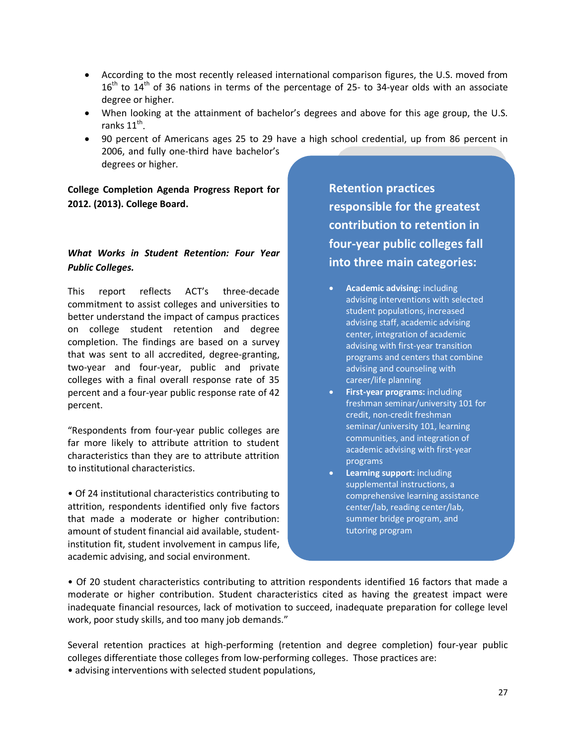- According to the most recently released international comparison figures, the U.S. moved from 16th to 14th of 36 nations in terms of the percentage of 25- to 34-year olds with an associate degree or higher.
- When looking at the attainment of bachelor's degrees and above for this age group, the U.S. ranks 11th.
- 90 percent of Americans ages 25 to 29 have a high school credential, up from 86 percent in 2006, and fully one-third have bachelor's degrees or higher.

**College Completion Agenda Progress Report for 2012. (2013). College Board.**

***What Works in Student Retention: Four Year Public Colleges.***

This report reflects ACT's three-decade commitment to assist colleges and universities to better understand the impact of campus practices on college student retention and degree completion. The findings are based on a survey that was sent to all accredited, degree-granting, two-year and four-year, public and private colleges with a final overall response rate of 35 percent and a four-year public response rate of 42 percent.

"Respondents from four-year public colleges are far more likely to attribute attrition to student characteristics than they are to attribute attrition to institutional characteristics.

• Of 24 institutional characteristics contributing to attrition, respondents identified only five factors that made a moderate or higher contribution: amount of student financial aid available, student-institution fit, student involvement in campus life, academic advising, and social environment.

• Of 20 student characteristics contributing to attrition respondents identified 16 factors that made a moderate or higher contribution. Student characteristics cited as having the greatest impact were inadequate financial resources, lack of motivation to succeed, inadequate preparation for college level work, poor study skills, and too many job demands."

**Retention practices responsible for the greatest contribution to retention in four-year public colleges fall into three main categories:**

- **Academic advising:** including advising interventions with selected student populations, increased advising staff, academic advising center, integration of academic advising with first-year transition programs and centers that combine advising and counseling with career/life planning
- **First-year programs:** including freshman seminar/university 101 for credit, non-credit freshman seminar/university 101, learning communities, and integration of academic advising with first-year programs
- **Learning support:** including supplemental instructions, a comprehensive learning assistance center/lab, reading center/lab, summer bridge program, and tutoring program

Several retention practices at high-performing (retention and degree completion) four-year public colleges differentiate those colleges from low-performing colleges. Those practices are:

• advising interventions with selected student populations,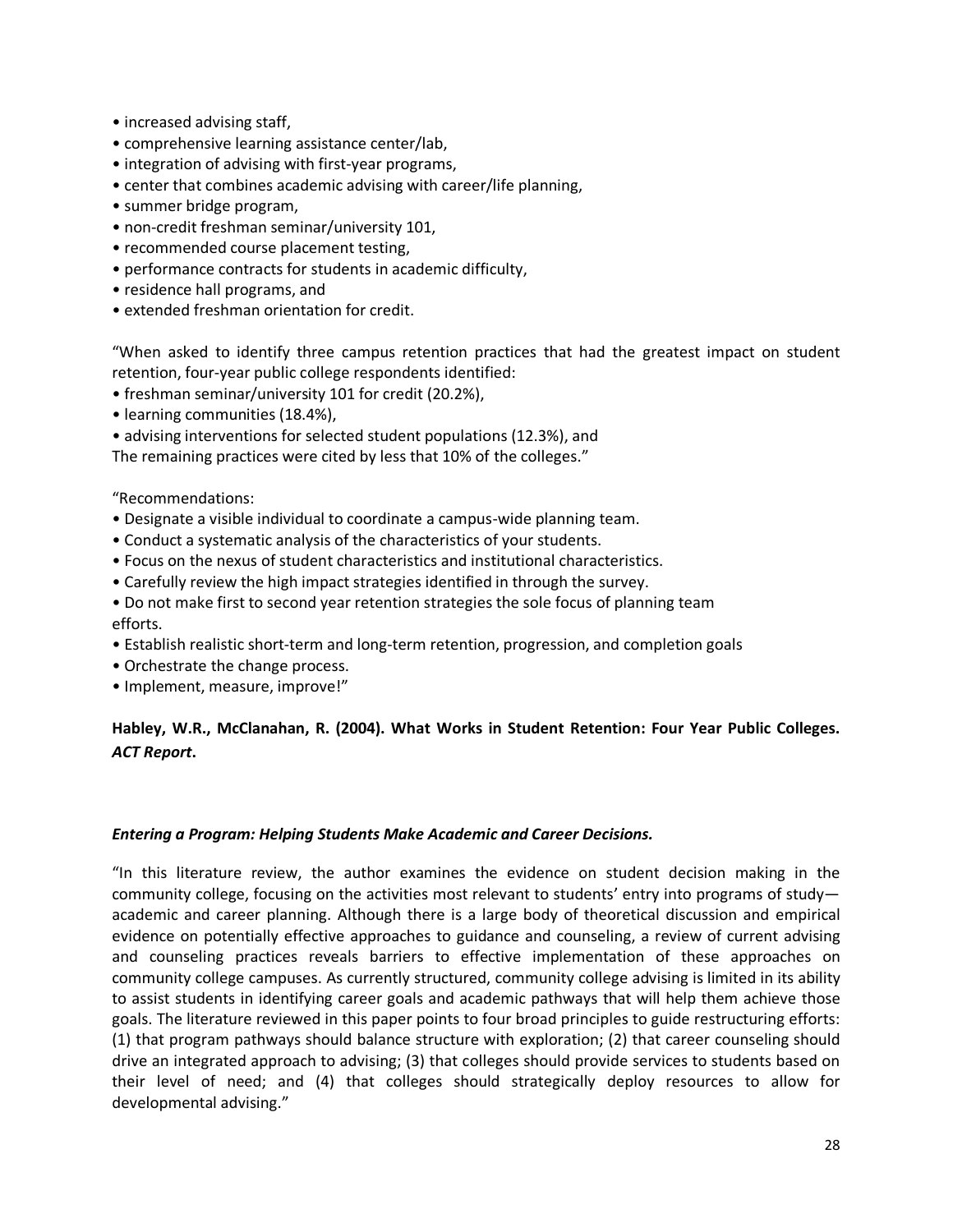- increased advising staff,
- comprehensive learning assistance center/lab,
- integration of advising with first-year programs,
- center that combines academic advising with career/life planning,
- summer bridge program,
- non-credit freshman seminar/university 101,
- recommended course placement testing,
- performance contracts for students in academic difficulty,
- residence hall programs, and
- extended freshman orientation for credit.

"When asked to identify three campus retention practices that had the greatest impact on student retention, four-year public college respondents identified:
- freshman seminar/university 101 for credit (20.2%),
- learning communities (18.4%),
- advising interventions for selected student populations (12.3%), and

The remaining practices were cited by less that 10% of the colleges."

"Recommendations:
- Designate a visible individual to coordinate a campus-wide planning team.
- Conduct a systematic analysis of the characteristics of your students.
- Focus on the nexus of student characteristics and institutional characteristics.
- Carefully review the high impact strategies identified in through the survey.
- Do not make first to second year retention strategies the sole focus of planning team efforts.
- Establish realistic short-term and long-term retention, progression, and completion goals
- Orchestrate the change process.
- Implement, measure, improve!"

**Habley, W.R., McClanahan, R. (2004). What Works in Student Retention: Four Year Public Colleges. *ACT Report*.**

***Entering a Program: Helping Students Make Academic and Career Decisions.***

"In this literature review, the author examines the evidence on student decision making in the community college, focusing on the activities most relevant to students' entry into programs of study—academic and career planning. Although there is a large body of theoretical discussion and empirical evidence on potentially effective approaches to guidance and counseling, a review of current advising and counseling practices reveals barriers to effective implementation of these approaches on community college campuses. As currently structured, community college advising is limited in its ability to assist students in identifying career goals and academic pathways that will help them achieve those goals. The literature reviewed in this paper points to four broad principles to guide restructuring efforts: (1) that program pathways should balance structure with exploration; (2) that career counseling should drive an integrated approach to advising; (3) that colleges should provide services to students based on their level of need; and (4) that colleges should strategically deploy resources to allow for developmental advising."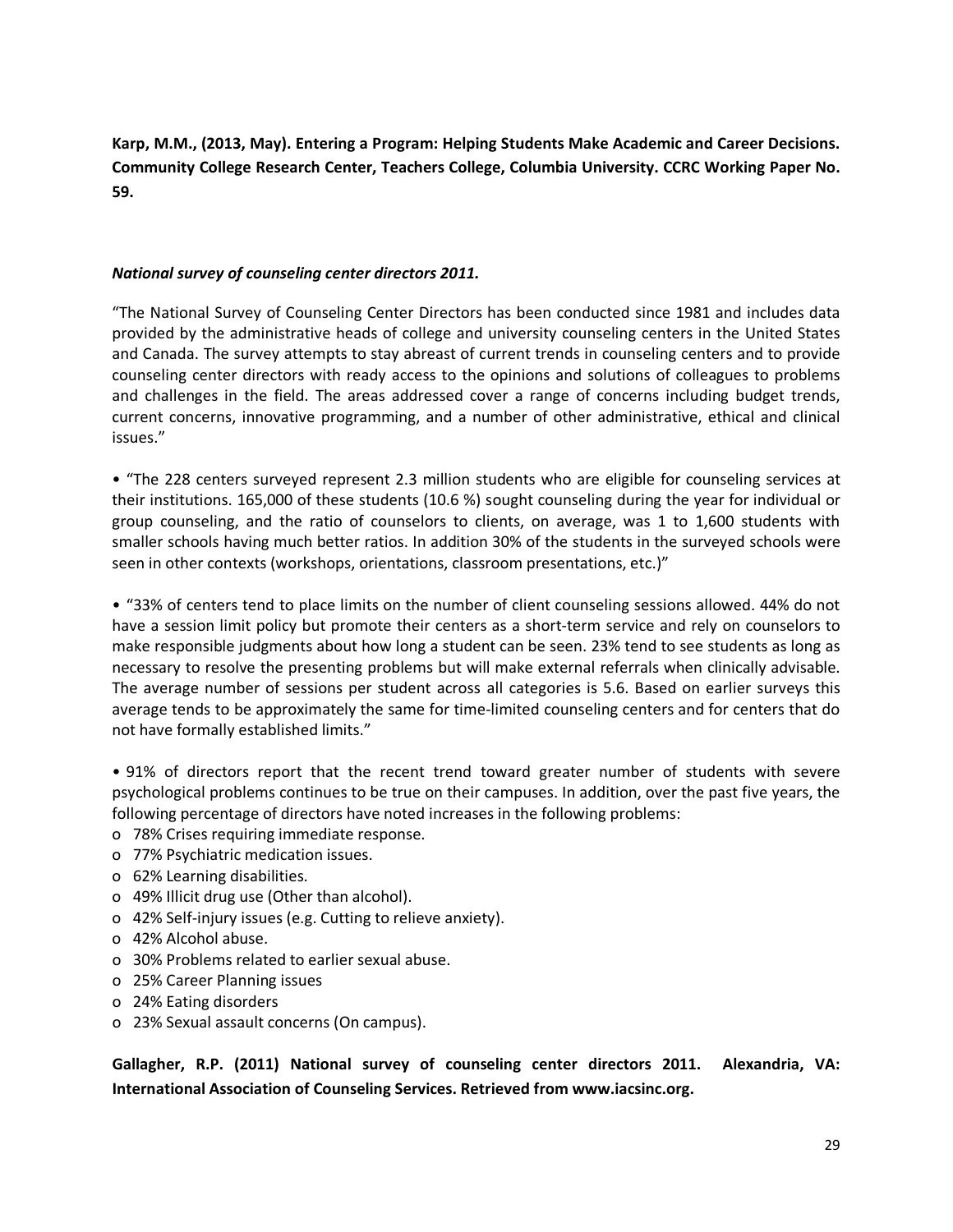**Karp, M.M., (2013, May). Entering a Program: Helping Students Make Academic and Career Decisions. Community College Research Center, Teachers College, Columbia University. CCRC Working Paper No. 59.**

***National survey of counseling center directors 2011.***

"The National Survey of Counseling Center Directors has been conducted since 1981 and includes data provided by the administrative heads of college and university counseling centers in the United States and Canada. The survey attempts to stay abreast of current trends in counseling centers and to provide counseling center directors with ready access to the opinions and solutions of colleagues to problems and challenges in the field. The areas addressed cover a range of concerns including budget trends, current concerns, innovative programming, and a number of other administrative, ethical and clinical issues."

• "The 228 centers surveyed represent 2.3 million students who are eligible for counseling services at their institutions. 165,000 of these students (10.6 %) sought counseling during the year for individual or group counseling, and the ratio of counselors to clients, on average, was 1 to 1,600 students with smaller schools having much better ratios. In addition 30% of the students in the surveyed schools were seen in other contexts (workshops, orientations, classroom presentations, etc.)"

• "33% of centers tend to place limits on the number of client counseling sessions allowed. 44% do not have a session limit policy but promote their centers as a short-term service and rely on counselors to make responsible judgments about how long a student can be seen. 23% tend to see students as long as necessary to resolve the presenting problems but will make external referrals when clinically advisable. The average number of sessions per student across all categories is 5.6. Based on earlier surveys this average tends to be approximately the same for time-limited counseling centers and for centers that do not have formally established limits."

• 91% of directors report that the recent trend toward greater number of students with severe psychological problems continues to be true on their campuses. In addition, over the past five years, the following percentage of directors have noted increases in the following problems:

- 78% Crises requiring immediate response.
- 77% Psychiatric medication issues.
- 62% Learning disabilities.
- 49% Illicit drug use (Other than alcohol).
- 42% Self-injury issues (e.g. Cutting to relieve anxiety).
- 42% Alcohol abuse.
- 30% Problems related to earlier sexual abuse.
- 25% Career Planning issues
- 24% Eating disorders
- 23% Sexual assault concerns (On campus).

**Gallagher, R.P. (2011) National survey of counseling center directors 2011. Alexandria, VA: International Association of Counseling Services. Retrieved from www.iacsinc.org.**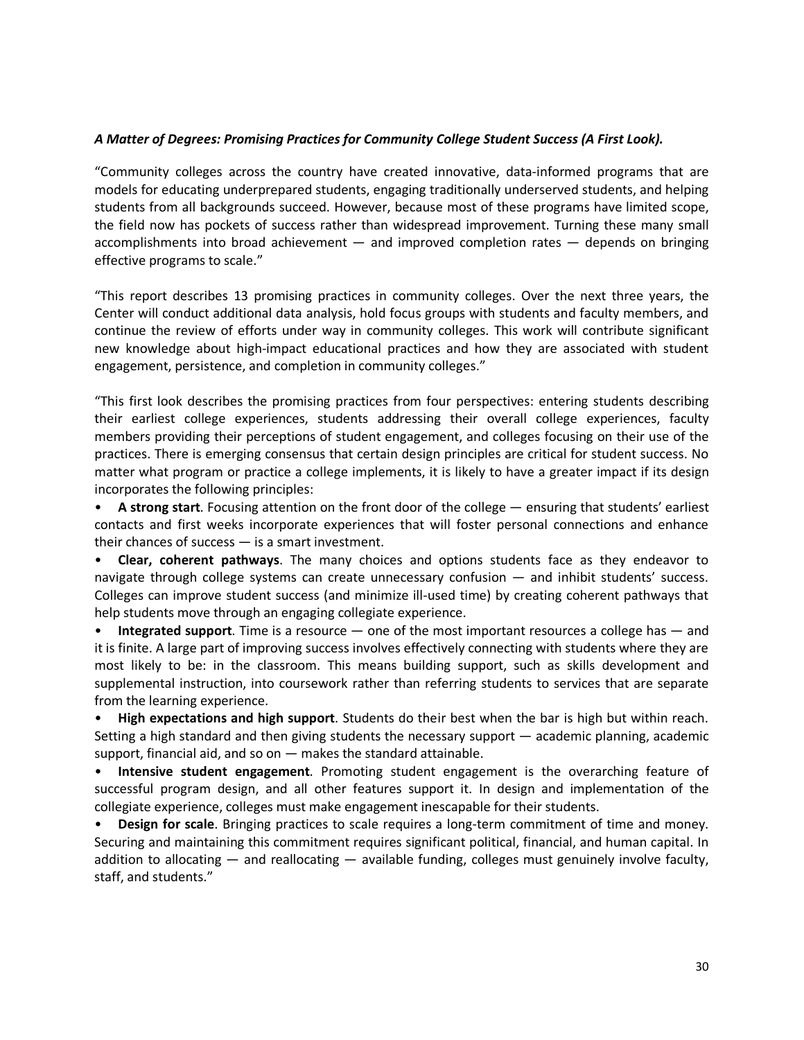***A Matter of Degrees: Promising Practices for Community College Student Success (A First Look).***

"Community colleges across the country have created innovative, data-informed programs that are models for educating underprepared students, engaging traditionally underserved students, and helping students from all backgrounds succeed. However, because most of these programs have limited scope, the field now has pockets of success rather than widespread improvement. Turning these many small accomplishments into broad achievement — and improved completion rates — depends on bringing effective programs to scale."

"This report describes 13 promising practices in community colleges. Over the next three years, the Center will conduct additional data analysis, hold focus groups with students and faculty members, and continue the review of efforts under way in community colleges. This work will contribute significant new knowledge about high-impact educational practices and how they are associated with student engagement, persistence, and completion in community colleges."

"This first look describes the promising practices from four perspectives: entering students describing their earliest college experiences, students addressing their overall college experiences, faculty members providing their perceptions of student engagement, and colleges focusing on their use of the practices. There is emerging consensus that certain design principles are critical for student success. No matter what program or practice a college implements, it is likely to have a greater impact if its design incorporates the following principles:

- **A strong start**. Focusing attention on the front door of the college — ensuring that students' earliest contacts and first weeks incorporate experiences that will foster personal connections and enhance their chances of success — is a smart investment.
- **Clear, coherent pathways**. The many choices and options students face as they endeavor to navigate through college systems can create unnecessary confusion — and inhibit students' success. Colleges can improve student success (and minimize ill-used time) by creating coherent pathways that help students move through an engaging collegiate experience.
- **Integrated support**. Time is a resource — one of the most important resources a college has — and it is finite. A large part of improving success involves effectively connecting with students where they are most likely to be: in the classroom. This means building support, such as skills development and supplemental instruction, into coursework rather than referring students to services that are separate from the learning experience.
- **High expectations and high support**. Students do their best when the bar is high but within reach. Setting a high standard and then giving students the necessary support — academic planning, academic support, financial aid, and so on — makes the standard attainable.
- **Intensive student engagement**. Promoting student engagement is the overarching feature of successful program design, and all other features support it. In design and implementation of the collegiate experience, colleges must make engagement inescapable for their students.
- **Design for scale**. Bringing practices to scale requires a long-term commitment of time and money. Securing and maintaining this commitment requires significant political, financial, and human capital. In addition to allocating — and reallocating — available funding, colleges must genuinely involve faculty, staff, and students."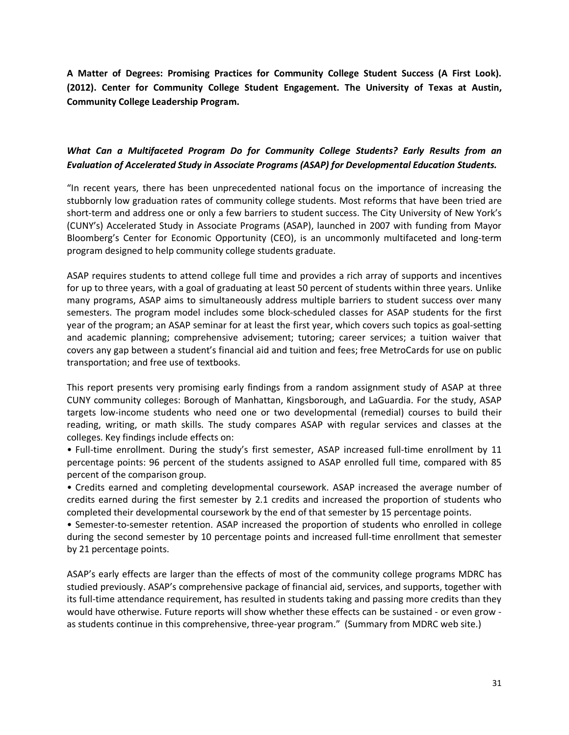**A Matter of Degrees: Promising Practices for Community College Student Success (A First Look). (2012). Center for Community College Student Engagement. The University of Texas at Austin, Community College Leadership Program.**

***What Can a Multifaceted Program Do for Community College Students? Early Results from an Evaluation of Accelerated Study in Associate Programs (ASAP) for Developmental Education Students.***

"In recent years, there has been unprecedented national focus on the importance of increasing the stubbornly low graduation rates of community college students. Most reforms that have been tried are short-term and address one or only a few barriers to student success. The City University of New York's (CUNY's) Accelerated Study in Associate Programs (ASAP), launched in 2007 with funding from Mayor Bloomberg's Center for Economic Opportunity (CEO), is an uncommonly multifaceted and long-term program designed to help community college students graduate.

ASAP requires students to attend college full time and provides a rich array of supports and incentives for up to three years, with a goal of graduating at least 50 percent of students within three years. Unlike many programs, ASAP aims to simultaneously address multiple barriers to student success over many semesters. The program model includes some block-scheduled classes for ASAP students for the first year of the program; an ASAP seminar for at least the first year, which covers such topics as goal-setting and academic planning; comprehensive advisement; tutoring; career services; a tuition waiver that covers any gap between a student's financial aid and tuition and fees; free MetroCards for use on public transportation; and free use of textbooks.

This report presents very promising early findings from a random assignment study of ASAP at three CUNY community colleges: Borough of Manhattan, Kingsborough, and LaGuardia. For the study, ASAP targets low-income students who need one or two developmental (remedial) courses to build their reading, writing, or math skills. The study compares ASAP with regular services and classes at the colleges. Key findings include effects on:

- Full-time enrollment. During the study's first semester, ASAP increased full-time enrollment by 11 percentage points: 96 percent of the students assigned to ASAP enrolled full time, compared with 85 percent of the comparison group.
- Credits earned and completing developmental coursework. ASAP increased the average number of credits earned during the first semester by 2.1 credits and increased the proportion of students who completed their developmental coursework by the end of that semester by 15 percentage points.
- Semester-to-semester retention. ASAP increased the proportion of students who enrolled in college during the second semester by 10 percentage points and increased full-time enrollment that semester by 21 percentage points.

ASAP's early effects are larger than the effects of most of the community college programs MDRC has studied previously. ASAP's comprehensive package of financial aid, services, and supports, together with its full-time attendance requirement, has resulted in students taking and passing more credits than they would have otherwise. Future reports will show whether these effects can be sustained - or even grow - as students continue in this comprehensive, three-year program." (Summary from MDRC web site.)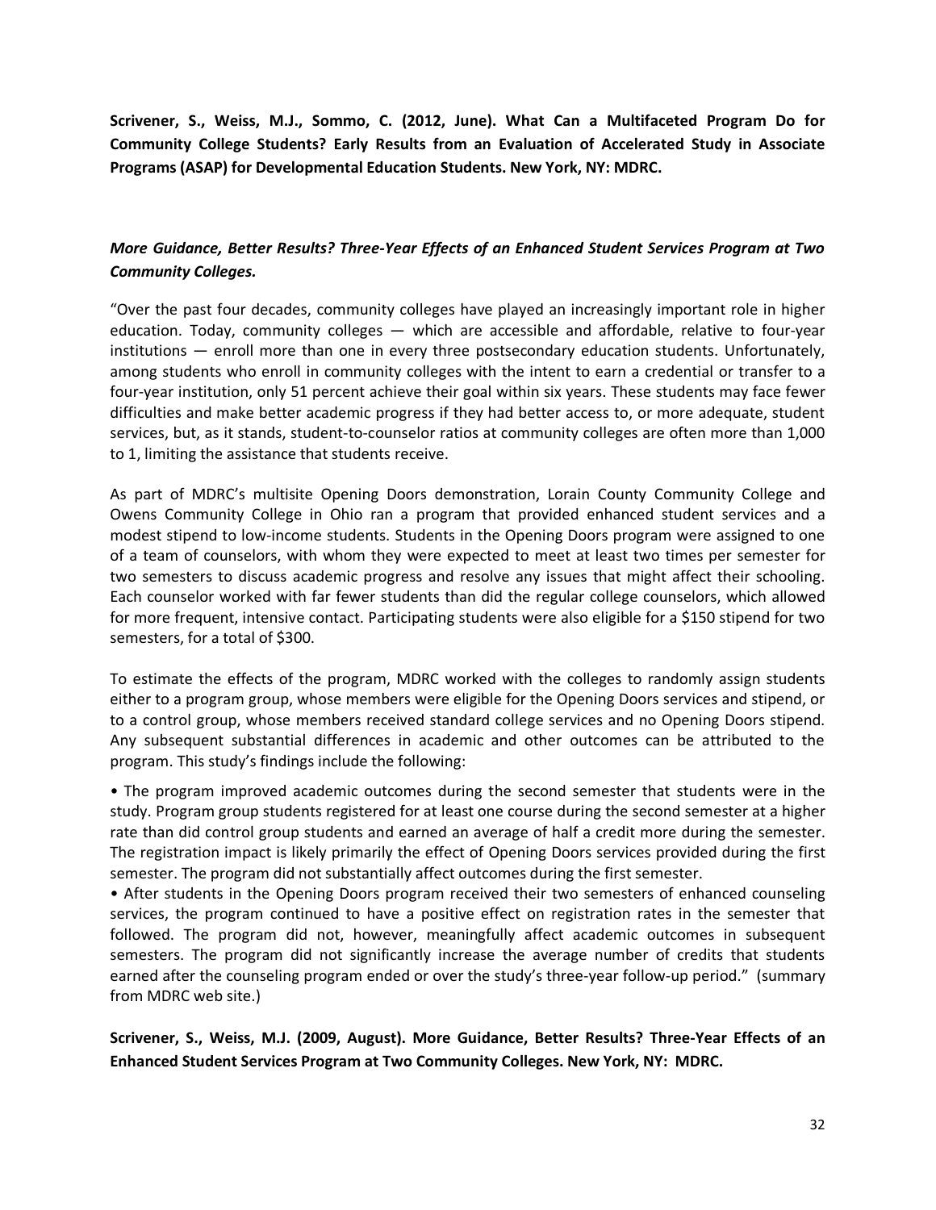**Scrivener, S., Weiss, M.J., Sommo, C. (2012, June). What Can a Multifaceted Program Do for Community College Students? Early Results from an Evaluation of Accelerated Study in Associate Programs (ASAP) for Developmental Education Students. New York, NY: MDRC.**

***More Guidance, Better Results? Three-Year Effects of an Enhanced Student Services Program at Two Community Colleges.***

"Over the past four decades, community colleges have played an increasingly important role in higher education. Today, community colleges — which are accessible and affordable, relative to four-year institutions — enroll more than one in every three postsecondary education students. Unfortunately, among students who enroll in community colleges with the intent to earn a credential or transfer to a four-year institution, only 51 percent achieve their goal within six years. These students may face fewer difficulties and make better academic progress if they had better access to, or more adequate, student services, but, as it stands, student-to-counselor ratios at community colleges are often more than 1,000 to 1, limiting the assistance that students receive.

As part of MDRC's multisite Opening Doors demonstration, Lorain County Community College and Owens Community College in Ohio ran a program that provided enhanced student services and a modest stipend to low-income students. Students in the Opening Doors program were assigned to one of a team of counselors, with whom they were expected to meet at least two times per semester for two semesters to discuss academic progress and resolve any issues that might affect their schooling. Each counselor worked with far fewer students than did the regular college counselors, which allowed for more frequent, intensive contact. Participating students were also eligible for a $150 stipend for two semesters, for a total of $300.

To estimate the effects of the program, MDRC worked with the colleges to randomly assign students either to a program group, whose members were eligible for the Opening Doors services and stipend, or to a control group, whose members received standard college services and no Opening Doors stipend. Any subsequent substantial differences in academic and other outcomes can be attributed to the program. This study's findings include the following:

- The program improved academic outcomes during the second semester that students were in the study. Program group students registered for at least one course during the second semester at a higher rate than did control group students and earned an average of half a credit more during the semester. The registration impact is likely primarily the effect of Opening Doors services provided during the first semester. The program did not substantially affect outcomes during the first semester.
- After students in the Opening Doors program received their two semesters of enhanced counseling services, the program continued to have a positive effect on registration rates in the semester that followed. The program did not, however, meaningfully affect academic outcomes in subsequent semesters. The program did not significantly increase the average number of credits that students earned after the counseling program ended or over the study's three-year follow-up period." (summary from MDRC web site.)

**Scrivener, S., Weiss, M.J. (2009, August). More Guidance, Better Results? Three-Year Effects of an Enhanced Student Services Program at Two Community Colleges. New York, NY: MDRC.**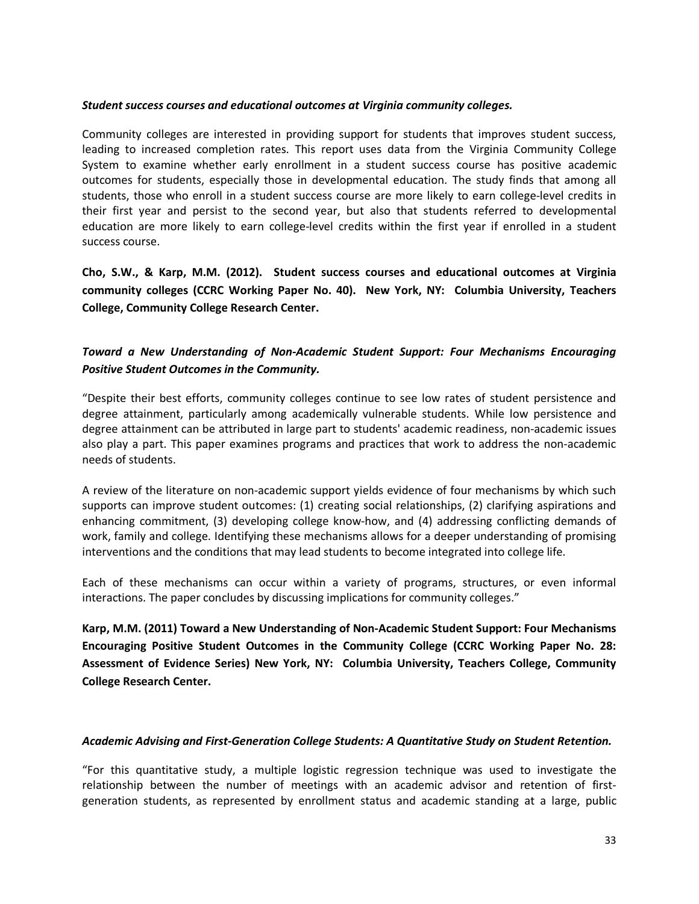***Student success courses and educational outcomes at Virginia community colleges.***

Community colleges are interested in providing support for students that improves student success, leading to increased completion rates. This report uses data from the Virginia Community College System to examine whether early enrollment in a student success course has positive academic outcomes for students, especially those in developmental education. The study finds that among all students, those who enroll in a student success course are more likely to earn college-level credits in their first year and persist to the second year, but also that students referred to developmental education are more likely to earn college-level credits within the first year if enrolled in a student success course.

**Cho, S.W., & Karp, M.M. (2012). Student success courses and educational outcomes at Virginia community colleges (CCRC Working Paper No. 40). New York, NY: Columbia University, Teachers College, Community College Research Center.**

***Toward a New Understanding of Non-Academic Student Support: Four Mechanisms Encouraging Positive Student Outcomes in the Community.***

"Despite their best efforts, community colleges continue to see low rates of student persistence and degree attainment, particularly among academically vulnerable students. While low persistence and degree attainment can be attributed in large part to students' academic readiness, non-academic issues also play a part. This paper examines programs and practices that work to address the non-academic needs of students.

A review of the literature on non-academic support yields evidence of four mechanisms by which such supports can improve student outcomes: (1) creating social relationships, (2) clarifying aspirations and enhancing commitment, (3) developing college know-how, and (4) addressing conflicting demands of work, family and college. Identifying these mechanisms allows for a deeper understanding of promising interventions and the conditions that may lead students to become integrated into college life.

Each of these mechanisms can occur within a variety of programs, structures, or even informal interactions. The paper concludes by discussing implications for community colleges."

**Karp, M.M. (2011) Toward a New Understanding of Non-Academic Student Support: Four Mechanisms Encouraging Positive Student Outcomes in the Community College (CCRC Working Paper No. 28: Assessment of Evidence Series) New York, NY: Columbia University, Teachers College, Community College Research Center.**

***Academic Advising and First-Generation College Students: A Quantitative Study on Student Retention.***

"For this quantitative study, a multiple logistic regression technique was used to investigate the relationship between the number of meetings with an academic advisor and retention of first-generation students, as represented by enrollment status and academic standing at a large, public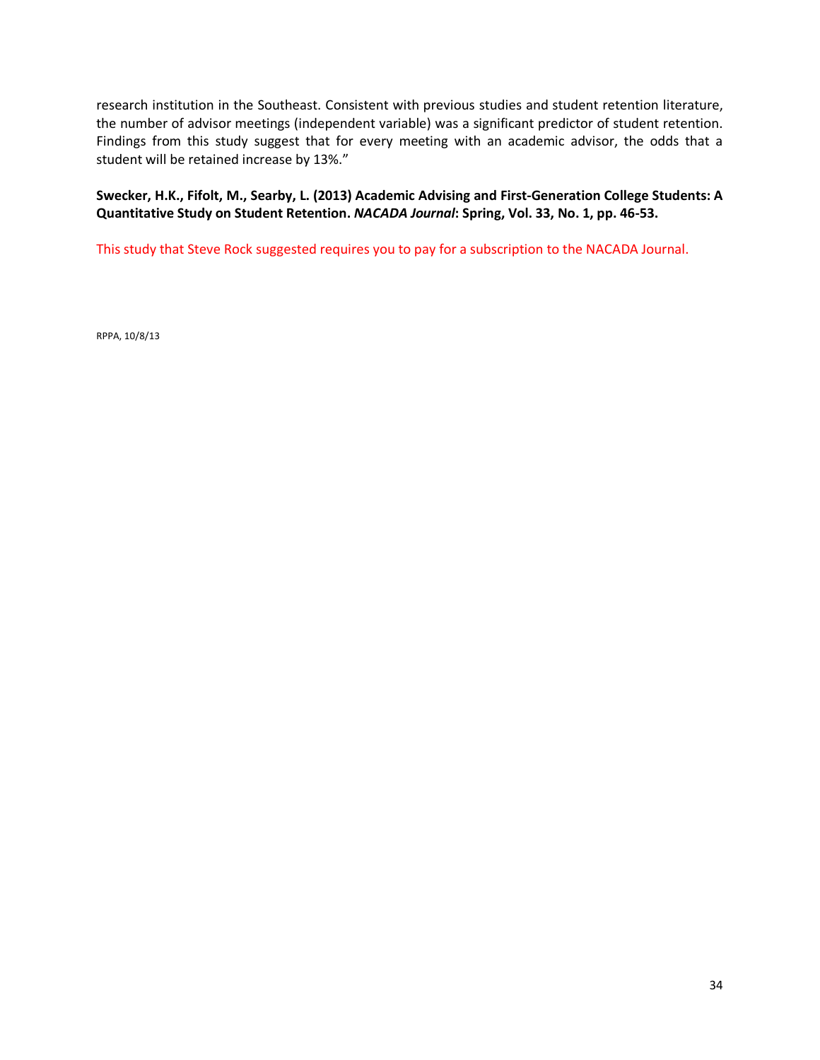research institution in the Southeast. Consistent with previous studies and student retention literature, the number of advisor meetings (independent variable) was a significant predictor of student retention. Findings from this study suggest that for every meeting with an academic advisor, the odds that a student will be retained increase by 13%."

**Swecker, H.K., Fifolt, M., Searby, L. (2013) Academic Advising and First-Generation College Students: A Quantitative Study on Student Retention. *NACADA Journal*: Spring, Vol. 33, No. 1, pp. 46-53.**

This study that Steve Rock suggested requires you to pay for a subscription to the NACADA Journal.

RPPA, 10/8/13